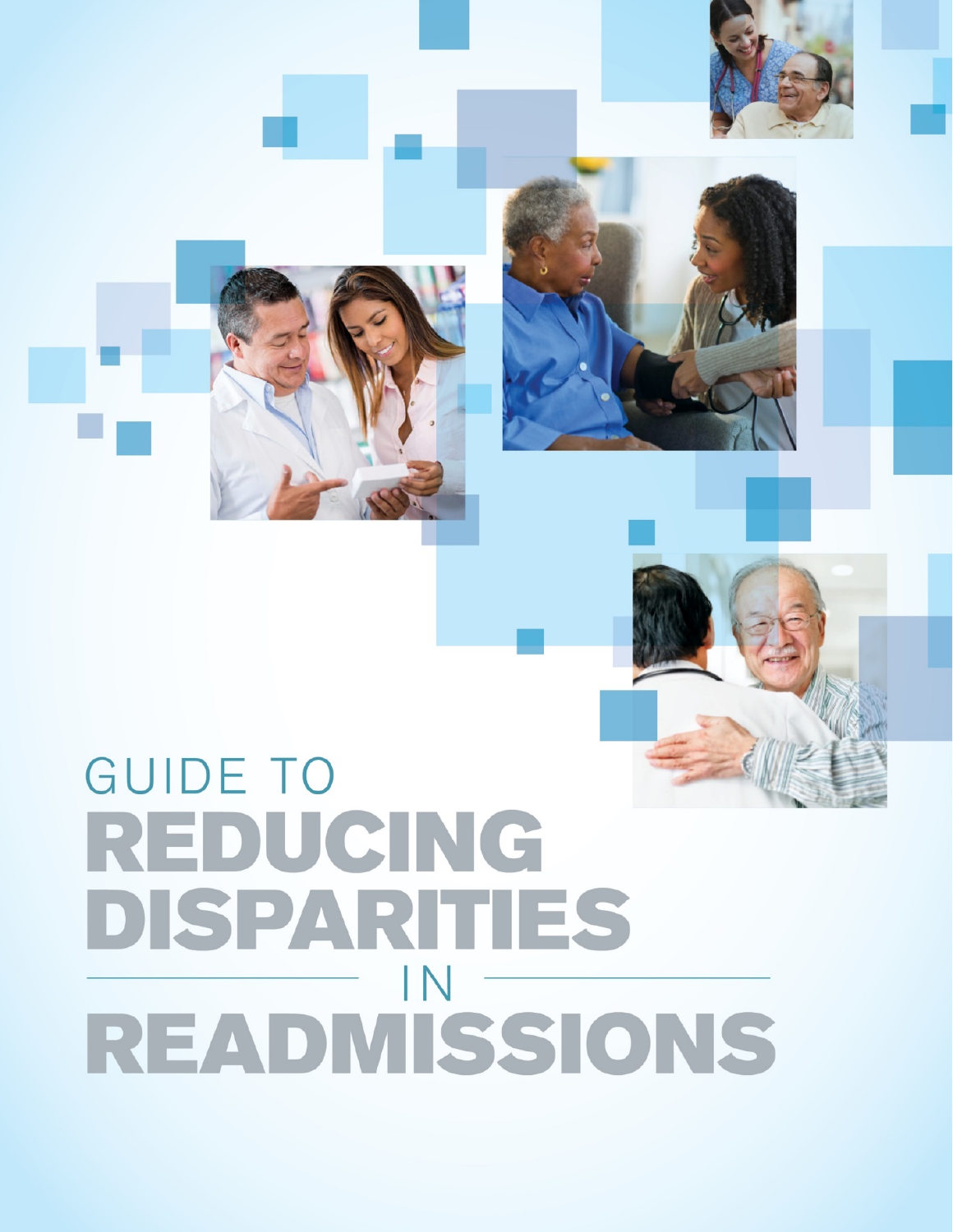# GUIDE TO REDUCING DISPARITIES IN READMISSIONS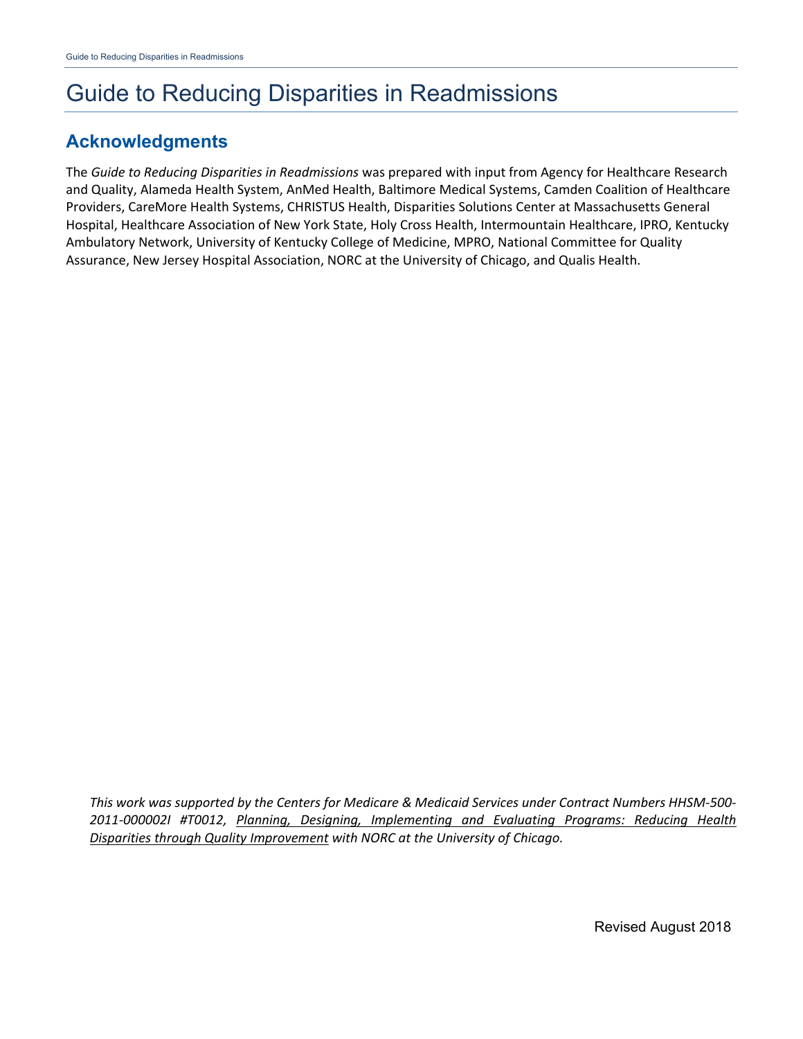# Guide to Reducing Disparities in Readmissions

## Acknowledgments

The *Guide to Reducing Disparities in Readmissions* was prepared with input from Agency for Healthcare Research and Quality, Alameda Health System, AnMed Health, Baltimore Medical Systems, Camden Coalition of Healthcare Providers, CareMore Health Systems, CHRISTUS Health, Disparities Solutions Center at Massachusetts General Hospital, Healthcare Association of New York State, Holy Cross Health, Intermountain Healthcare, IPRO, Kentucky Ambulatory Network, University of Kentucky College of Medicine, MPRO, National Committee for Quality Assurance, New Jersey Hospital Association, NORC at the University of Chicago, and Qualis Health.

*This work was supported by the Centers for Medicare & Medicaid Services under Contract Numbers HHSM-500-2011-000002I #T0012, Planning, Designing, Implementing and Evaluating Programs: Reducing Health Disparities through Quality Improvement with NORC at the University of Chicago.*

Revised August 2018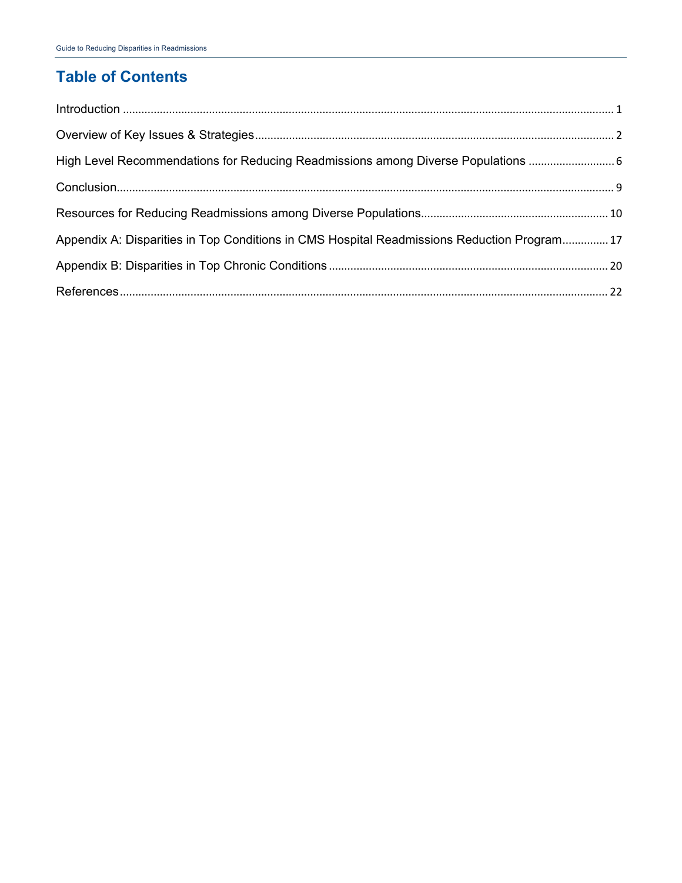# Table of Contents

Introduction ........................................................................................................................................... 1

Overview of Key Issues & Strategies .................................................................................................. 2

High Level Recommendations for Reducing Readmissions among Diverse Populations .......................... 6

Conclusion ............................................................................................................................................ 9

Resources for Reducing Readmissions among Diverse Populations ........................................................ 10

Appendix A: Disparities in Top Conditions in CMS Hospital Readmissions Reduction Program ............. 17

Appendix B: Disparities in Top Chronic Conditions .............................................................................. 20

References ............................................................................................................................................ 22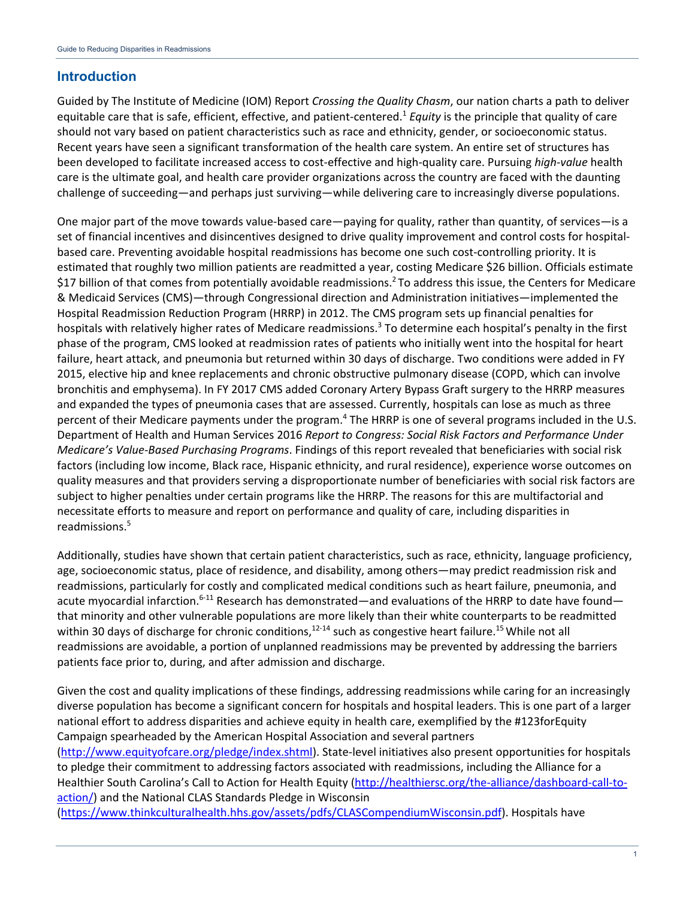## Introduction

Guided by The Institute of Medicine (IOM) Report *Crossing the Quality Chasm*, our nation charts a path to deliver equitable care that is safe, efficient, effective, and patient-centered.[1] *Equity* is the principle that quality of care should not vary based on patient characteristics such as race and ethnicity, gender, or socioeconomic status. Recent years have seen a significant transformation of the health care system. An entire set of structures has been developed to facilitate increased access to cost-effective and high-quality care. Pursuing *high-value* health care is the ultimate goal, and health care provider organizations across the country are faced with the daunting challenge of succeeding—and perhaps just surviving—while delivering care to increasingly diverse populations.

One major part of the move towards value-based care—paying for quality, rather than quantity, of services—is a set of financial incentives and disincentives designed to drive quality improvement and control costs for hospital-based care. Preventing avoidable hospital readmissions has become one such cost-controlling priority. It is estimated that roughly two million patients are readmitted a year, costing Medicare $26 billion. Officials estimate $17 billion of that comes from potentially avoidable readmissions.[2] To address this issue, the Centers for Medicare & Medicaid Services (CMS)—through Congressional direction and Administration initiatives—implemented the Hospital Readmission Reduction Program (HRRP) in 2012. The CMS program sets up financial penalties for hospitals with relatively higher rates of Medicare readmissions.[3] To determine each hospital's penalty in the first phase of the program, CMS looked at readmission rates of patients who initially went into the hospital for heart failure, heart attack, and pneumonia but returned within 30 days of discharge. Two conditions were added in FY 2015, elective hip and knee replacements and chronic obstructive pulmonary disease (COPD, which can involve bronchitis and emphysema). In FY 2017 CMS added Coronary Artery Bypass Graft surgery to the HRRP measures and expanded the types of pneumonia cases that are assessed. Currently, hospitals can lose as much as three percent of their Medicare payments under the program.[4] The HRRP is one of several programs included in the U.S. Department of Health and Human Services 2016 *Report to Congress: Social Risk Factors and Performance Under Medicare's Value-Based Purchasing Programs*. Findings of this report revealed that beneficiaries with social risk factors (including low income, Black race, Hispanic ethnicity, and rural residence), experience worse outcomes on quality measures and that providers serving a disproportionate number of beneficiaries with social risk factors are subject to higher penalties under certain programs like the HRRP. The reasons for this are multifactorial and necessitate efforts to measure and report on performance and quality of care, including disparities in readmissions.[5]

Additionally, studies have shown that certain patient characteristics, such as race, ethnicity, language proficiency, age, socioeconomic status, place of residence, and disability, among others—may predict readmission risk and readmissions, particularly for costly and complicated medical conditions such as heart failure, pneumonia, and acute myocardial infarction.[6-11] Research has demonstrated—and evaluations of the HRRP to date have found—that minority and other vulnerable populations are more likely than their white counterparts to be readmitted within 30 days of discharge for chronic conditions,[12-14] such as congestive heart failure.[15] While not all readmissions are avoidable, a portion of unplanned readmissions may be prevented by addressing the barriers patients face prior to, during, and after admission and discharge.

Given the cost and quality implications of these findings, addressing readmissions while caring for an increasingly diverse population has become a significant concern for hospitals and hospital leaders. This is one part of a larger national effort to address disparities and achieve equity in health care, exemplified by the #123forEquity Campaign spearheaded by the American Hospital Association and several partners (http://www.equityofcare.org/pledge/index.shtml). State-level initiatives also present opportunities for hospitals to pledge their commitment to addressing factors associated with readmissions, including the Alliance for a Healthier South Carolina's Call to Action for Health Equity (http://healthiersc.org/the-alliance/dashboard-call-to-action/) and the National CLAS Standards Pledge in Wisconsin (https://www.thinkculturalhealth.hhs.gov/assets/pdfs/CLASCompendiumWisconsin.pdf). Hospitals have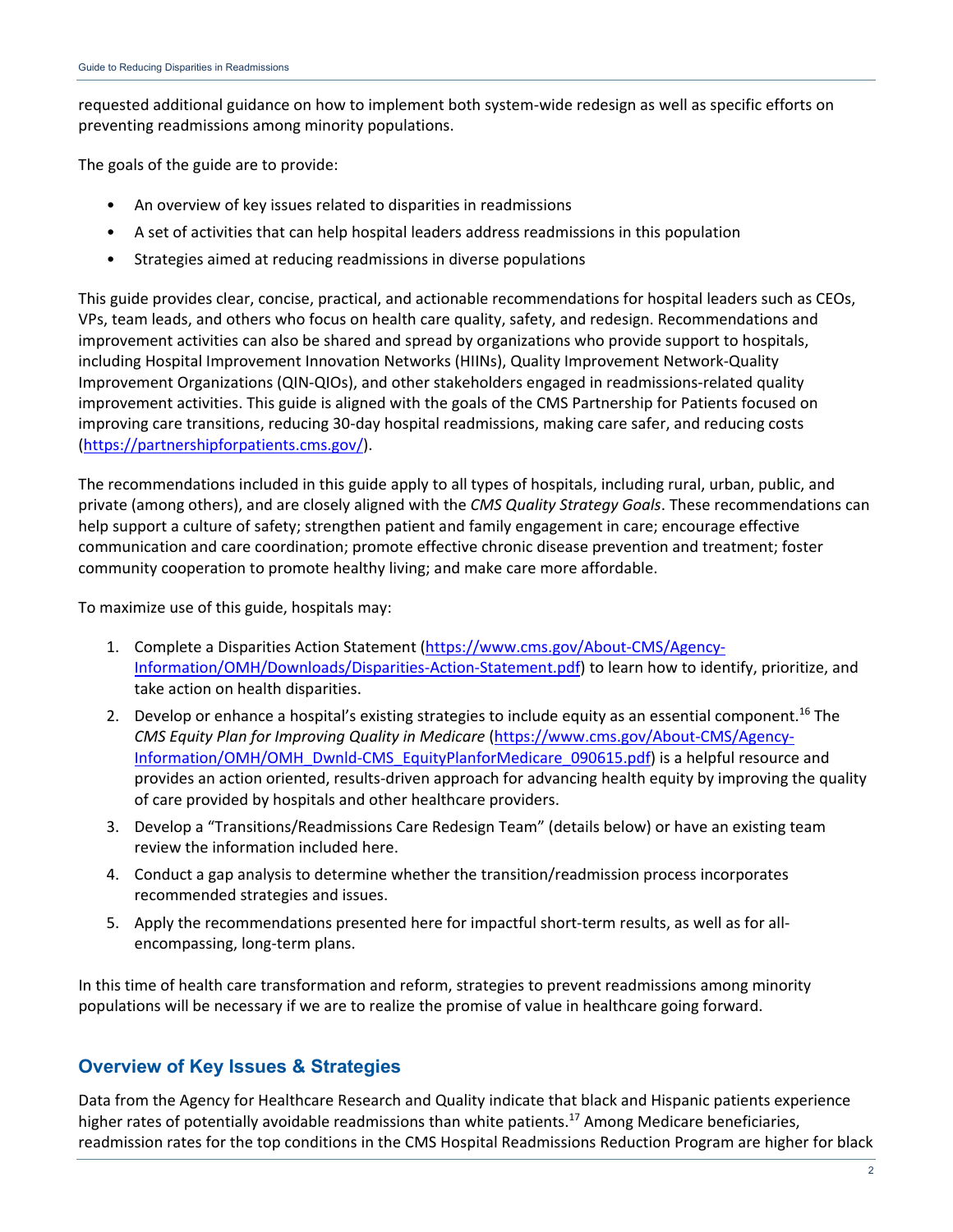requested additional guidance on how to implement both system-wide redesign as well as specific efforts on preventing readmissions among minority populations.

The goals of the guide are to provide:

- An overview of key issues related to disparities in readmissions
- A set of activities that can help hospital leaders address readmissions in this population
- Strategies aimed at reducing readmissions in diverse populations

This guide provides clear, concise, practical, and actionable recommendations for hospital leaders such as CEOs, VPs, team leads, and others who focus on health care quality, safety, and redesign. Recommendations and improvement activities can also be shared and spread by organizations who provide support to hospitals, including Hospital Improvement Innovation Networks (HIINs), Quality Improvement Network-Quality Improvement Organizations (QIN-QIOs), and other stakeholders engaged in readmissions-related quality improvement activities. This guide is aligned with the goals of the CMS Partnership for Patients focused on improving care transitions, reducing 30-day hospital readmissions, making care safer, and reducing costs (https://partnershipforpatients.cms.gov/).

The recommendations included in this guide apply to all types of hospitals, including rural, urban, public, and private (among others), and are closely aligned with the *CMS Quality Strategy Goals*. These recommendations can help support a culture of safety; strengthen patient and family engagement in care; encourage effective communication and care coordination; promote effective chronic disease prevention and treatment; foster community cooperation to promote healthy living; and make care more affordable.

To maximize use of this guide, hospitals may:

1. Complete a Disparities Action Statement (https://www.cms.gov/About-CMS/Agency-Information/OMH/Downloads/Disparities-Action-Statement.pdf) to learn how to identify, prioritize, and take action on health disparities.
2. Develop or enhance a hospital's existing strategies to include equity as an essential component.[16] The *CMS Equity Plan for Improving Quality in Medicare* (https://www.cms.gov/About-CMS/Agency-Information/OMH/OMH_Dwnld-CMS_EquityPlanforMedicare_090615.pdf) is a helpful resource and provides an action oriented, results-driven approach for advancing health equity by improving the quality of care provided by hospitals and other healthcare providers.
3. Develop a "Transitions/Readmissions Care Redesign Team" (details below) or have an existing team review the information included here.
4. Conduct a gap analysis to determine whether the transition/readmission process incorporates recommended strategies and issues.
5. Apply the recommendations presented here for impactful short-term results, as well as for all-encompassing, long-term plans.

In this time of health care transformation and reform, strategies to prevent readmissions among minority populations will be necessary if we are to realize the promise of value in healthcare going forward.

## Overview of Key Issues & Strategies

Data from the Agency for Healthcare Research and Quality indicate that black and Hispanic patients experience higher rates of potentially avoidable readmissions than white patients.[17] Among Medicare beneficiaries, readmission rates for the top conditions in the CMS Hospital Readmissions Reduction Program are higher for black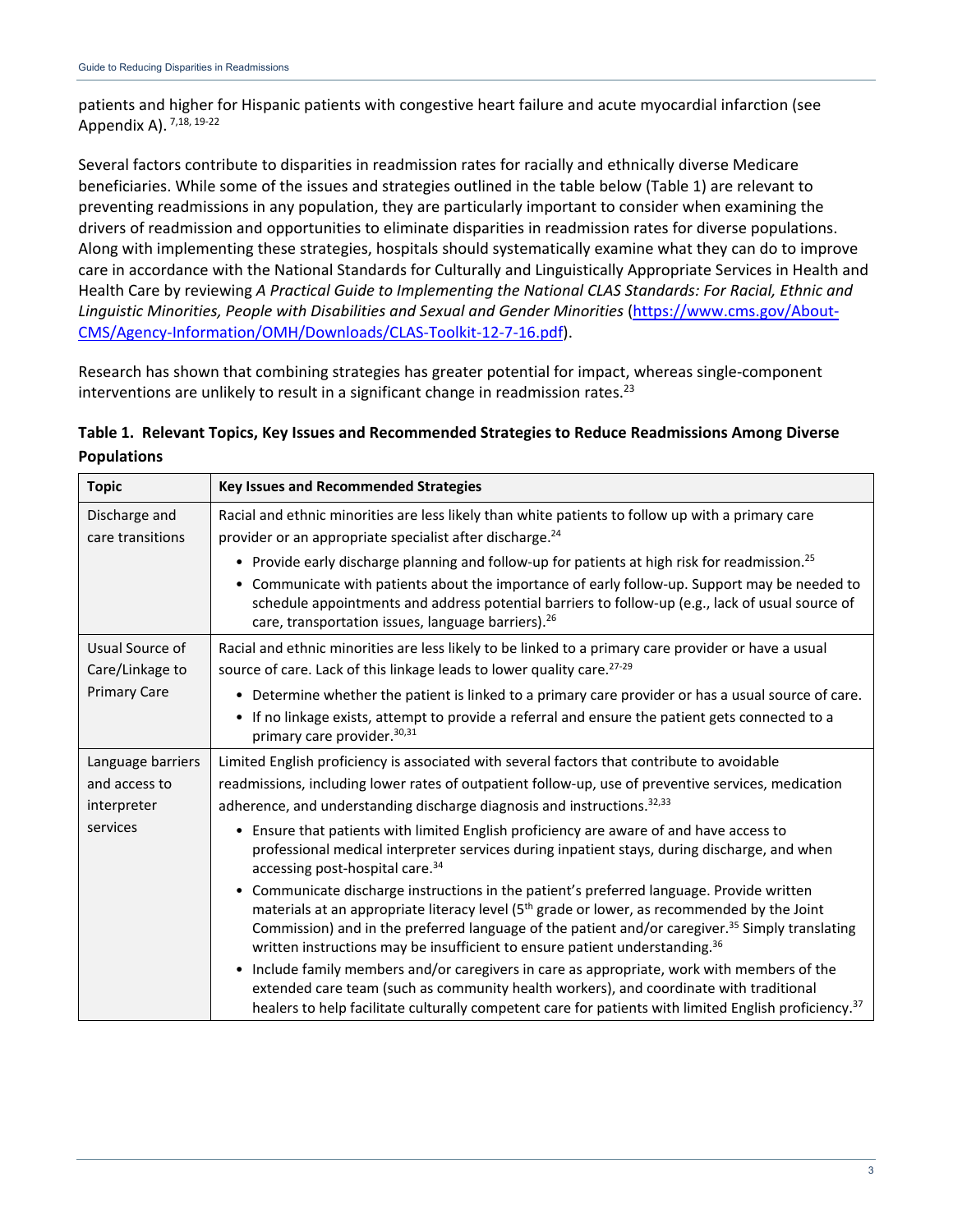patients and higher for Hispanic patients with congestive heart failure and acute myocardial infarction (see Appendix A). [7,18, 19-22]

Several factors contribute to disparities in readmission rates for racially and ethnically diverse Medicare beneficiaries. While some of the issues and strategies outlined in the table below (Table 1) are relevant to preventing readmissions in any population, they are particularly important to consider when examining the drivers of readmission and opportunities to eliminate disparities in readmission rates for diverse populations. Along with implementing these strategies, hospitals should systematically examine what they can do to improve care in accordance with the National Standards for Culturally and Linguistically Appropriate Services in Health and Health Care by reviewing *A Practical Guide to Implementing the National CLAS Standards: For Racial, Ethnic and Linguistic Minorities, People with Disabilities and Sexual and Gender Minorities* (https://www.cms.gov/About-CMS/Agency-Information/OMH/Downloads/CLAS-Toolkit-12-7-16.pdf).

Research has shown that combining strategies has greater potential for impact, whereas single-component interventions are unlikely to result in a significant change in readmission rates.[23]

**Table 1. Relevant Topics, Key Issues and Recommended Strategies to Reduce Readmissions Among Diverse Populations**

| Topic | Key Issues and Recommended Strategies |
|---|---|
| Discharge and care transitions | Racial and ethnic minorities are less likely than white patients to follow up with a primary care provider or an appropriate specialist after discharge.[24]<br>• Provide early discharge planning and follow-up for patients at high risk for readmission.[25]<br>• Communicate with patients about the importance of early follow-up. Support may be needed to schedule appointments and address potential barriers to follow-up (e.g., lack of usual source of care, transportation issues, language barriers).[26] |
| Usual Source of Care/Linkage to Primary Care | Racial and ethnic minorities are less likely to be linked to a primary care provider or have a usual source of care. Lack of this linkage leads to lower quality care.[27-29]<br>• Determine whether the patient is linked to a primary care provider or has a usual source of care.<br>• If no linkage exists, attempt to provide a referral and ensure the patient gets connected to a primary care provider.[30,31] |
| Language barriers and access to interpreter services | Limited English proficiency is associated with several factors that contribute to avoidable readmissions, including lower rates of outpatient follow-up, use of preventive services, medication adherence, and understanding discharge diagnosis and instructions.[32,33]<br>• Ensure that patients with limited English proficiency are aware of and have access to professional medical interpreter services during inpatient stays, during discharge, and when accessing post-hospital care.[34]<br>• Communicate discharge instructions in the patient's preferred language. Provide written materials at an appropriate literacy level (5th grade or lower, as recommended by the Joint Commission) and in the preferred language of the patient and/or caregiver.[35] Simply translating written instructions may be insufficient to ensure patient understanding.[36]<br>• Include family members and/or caregivers in care as appropriate, work with members of the extended care team (such as community health workers), and coordinate with traditional healers to help facilitate culturally competent care for patients with limited English proficiency.[37] |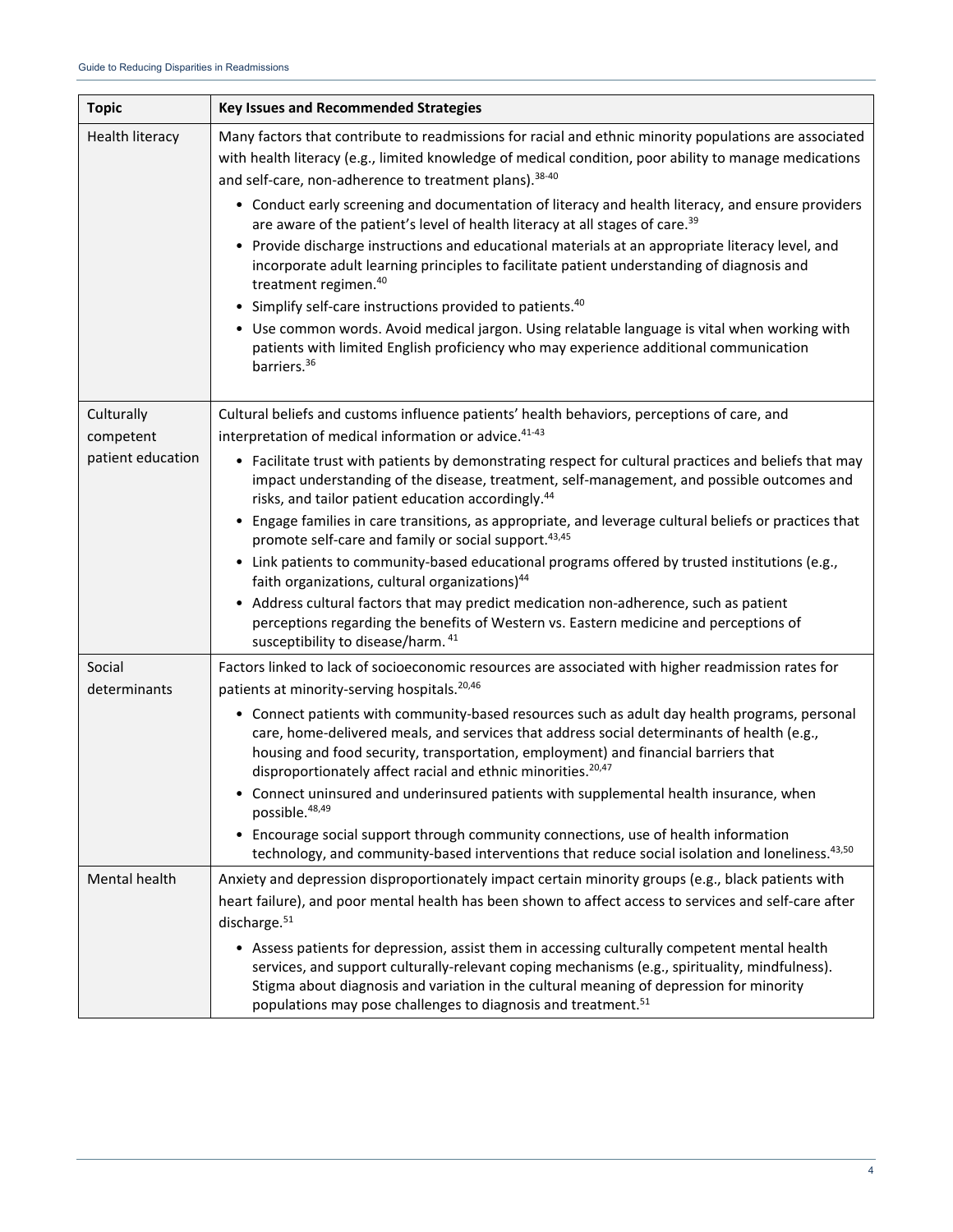| Topic | Key Issues and Recommended Strategies |
|---|---|
| Health literacy | Many factors that contribute to readmissions for racial and ethnic minority populations are associated with health literacy (e.g., limited knowledge of medical condition, poor ability to manage medications and self-care, non-adherence to treatment plans).[38-40]<br>• Conduct early screening and documentation of literacy and health literacy, and ensure providers are aware of the patient's level of health literacy at all stages of care.[39]<br>• Provide discharge instructions and educational materials at an appropriate literacy level, and incorporate adult learning principles to facilitate patient understanding of diagnosis and treatment regimen.[40]<br>• Simplify self-care instructions provided to patients.[40]<br>• Use common words. Avoid medical jargon. Using relatable language is vital when working with patients with limited English proficiency who may experience additional communication barriers.[36] |
| Culturally competent patient education | Cultural beliefs and customs influence patients' health behaviors, perceptions of care, and interpretation of medical information or advice.[41-43]<br>• Facilitate trust with patients by demonstrating respect for cultural practices and beliefs that may impact understanding of the disease, treatment, self-management, and possible outcomes and risks, and tailor patient education accordingly.[44]<br>• Engage families in care transitions, as appropriate, and leverage cultural beliefs or practices that promote self-care and family or social support.[43,45]<br>• Link patients to community-based educational programs offered by trusted institutions (e.g., faith organizations, cultural organizations)[44]<br>• Address cultural factors that may predict medication non-adherence, such as patient perceptions regarding the benefits of Western vs. Eastern medicine and perceptions of susceptibility to disease/harm. [41] |
| Social determinants | Factors linked to lack of socioeconomic resources are associated with higher readmission rates for patients at minority-serving hospitals.[20,46]<br>• Connect patients with community-based resources such as adult day health programs, personal care, home-delivered meals, and services that address social determinants of health (e.g., housing and food security, transportation, employment) and financial barriers that disproportionately affect racial and ethnic minorities.[20,47]<br>• Connect uninsured and underinsured patients with supplemental health insurance, when possible.[48,49]<br>• Encourage social support through community connections, use of health information technology, and community-based interventions that reduce social isolation and loneliness.[43,50] |
| Mental health | Anxiety and depression disproportionately impact certain minority groups (e.g., black patients with heart failure), and poor mental health has been shown to affect access to services and self-care after discharge.[51]<br>• Assess patients for depression, assist them in accessing culturally competent mental health services, and support culturally-relevant coping mechanisms (e.g., spirituality, mindfulness). Stigma about diagnosis and variation in the cultural meaning of depression for minority populations may pose challenges to diagnosis and treatment.[51] |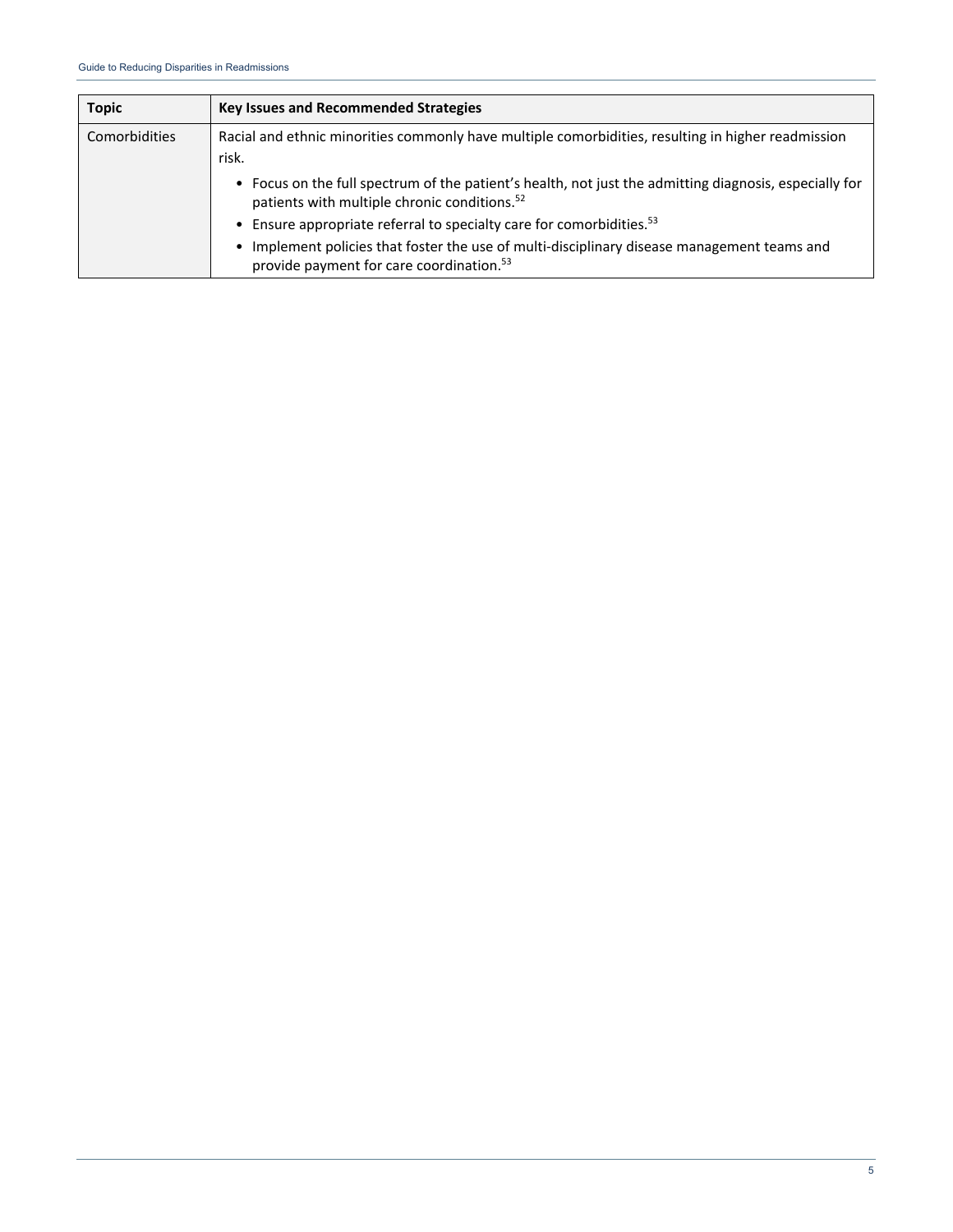| Topic | Key Issues and Recommended Strategies |
| --- | --- |
| Comorbidities | Racial and ethnic minorities commonly have multiple comorbidities, resulting in higher readmission risk.<br>• Focus on the full spectrum of the patient's health, not just the admitting diagnosis, especially for patients with multiple chronic conditions.[52]<br>• Ensure appropriate referral to specialty care for comorbidities.[53]<br>• Implement policies that foster the use of multi-disciplinary disease management teams and provide payment for care coordination.[53] |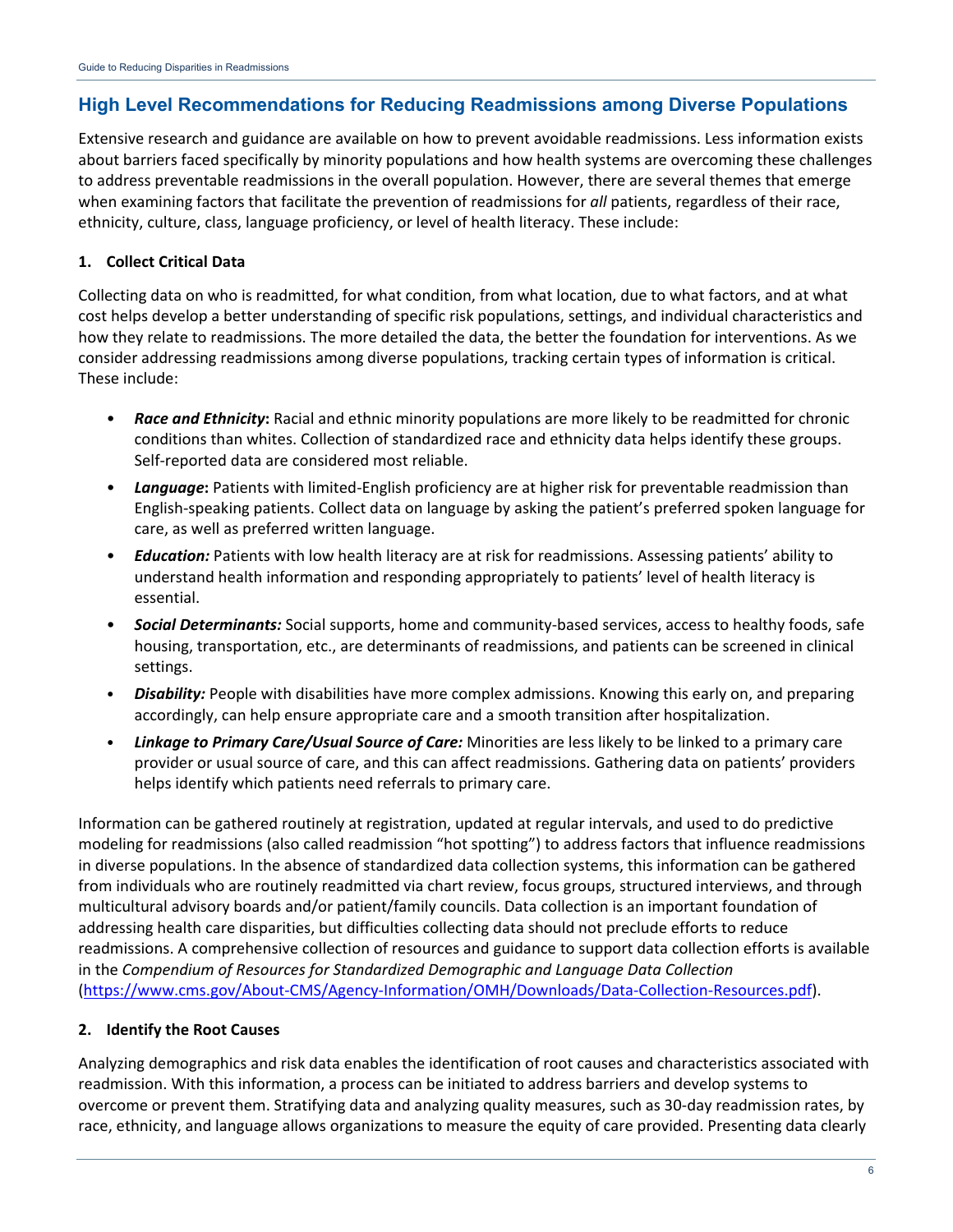## High Level Recommendations for Reducing Readmissions among Diverse Populations

Extensive research and guidance are available on how to prevent avoidable readmissions. Less information exists about barriers faced specifically by minority populations and how health systems are overcoming these challenges to address preventable readmissions in the overall population. However, there are several themes that emerge when examining factors that facilitate the prevention of readmissions for *all* patients, regardless of their race, ethnicity, culture, class, language proficiency, or level of health literacy. These include:

### 1. Collect Critical Data

Collecting data on who is readmitted, for what condition, from what location, due to what factors, and at what cost helps develop a better understanding of specific risk populations, settings, and individual characteristics and how they relate to readmissions. The more detailed the data, the better the foundation for interventions. As we consider addressing readmissions among diverse populations, tracking certain types of information is critical. These include:

- ***Race and Ethnicity*:** Racial and ethnic minority populations are more likely to be readmitted for chronic conditions than whites. Collection of standardized race and ethnicity data helps identify these groups. Self-reported data are considered most reliable.
- ***Language*:** Patients with limited-English proficiency are at higher risk for preventable readmission than English-speaking patients. Collect data on language by asking the patient's preferred spoken language for care, as well as preferred written language.
- ***Education:*** Patients with low health literacy are at risk for readmissions. Assessing patients' ability to understand health information and responding appropriately to patients' level of health literacy is essential.
- ***Social Determinants:*** Social supports, home and community-based services, access to healthy foods, safe housing, transportation, etc., are determinants of readmissions, and patients can be screened in clinical settings.
- ***Disability:*** People with disabilities have more complex admissions. Knowing this early on, and preparing accordingly, can help ensure appropriate care and a smooth transition after hospitalization.
- ***Linkage to Primary Care/Usual Source of Care:*** Minorities are less likely to be linked to a primary care provider or usual source of care, and this can affect readmissions. Gathering data on patients' providers helps identify which patients need referrals to primary care.

Information can be gathered routinely at registration, updated at regular intervals, and used to do predictive modeling for readmissions (also called readmission "hot spotting") to address factors that influence readmissions in diverse populations. In the absence of standardized data collection systems, this information can be gathered from individuals who are routinely readmitted via chart review, focus groups, structured interviews, and through multicultural advisory boards and/or patient/family councils. Data collection is an important foundation of addressing health care disparities, but difficulties collecting data should not preclude efforts to reduce readmissions. A comprehensive collection of resources and guidance to support data collection efforts is available in the *Compendium of Resources for Standardized Demographic and Language Data Collection* (https://www.cms.gov/About-CMS/Agency-Information/OMH/Downloads/Data-Collection-Resources.pdf).

### 2. Identify the Root Causes

Analyzing demographics and risk data enables the identification of root causes and characteristics associated with readmission. With this information, a process can be initiated to address barriers and develop systems to overcome or prevent them. Stratifying data and analyzing quality measures, such as 30-day readmission rates, by race, ethnicity, and language allows organizations to measure the equity of care provided. Presenting data clearly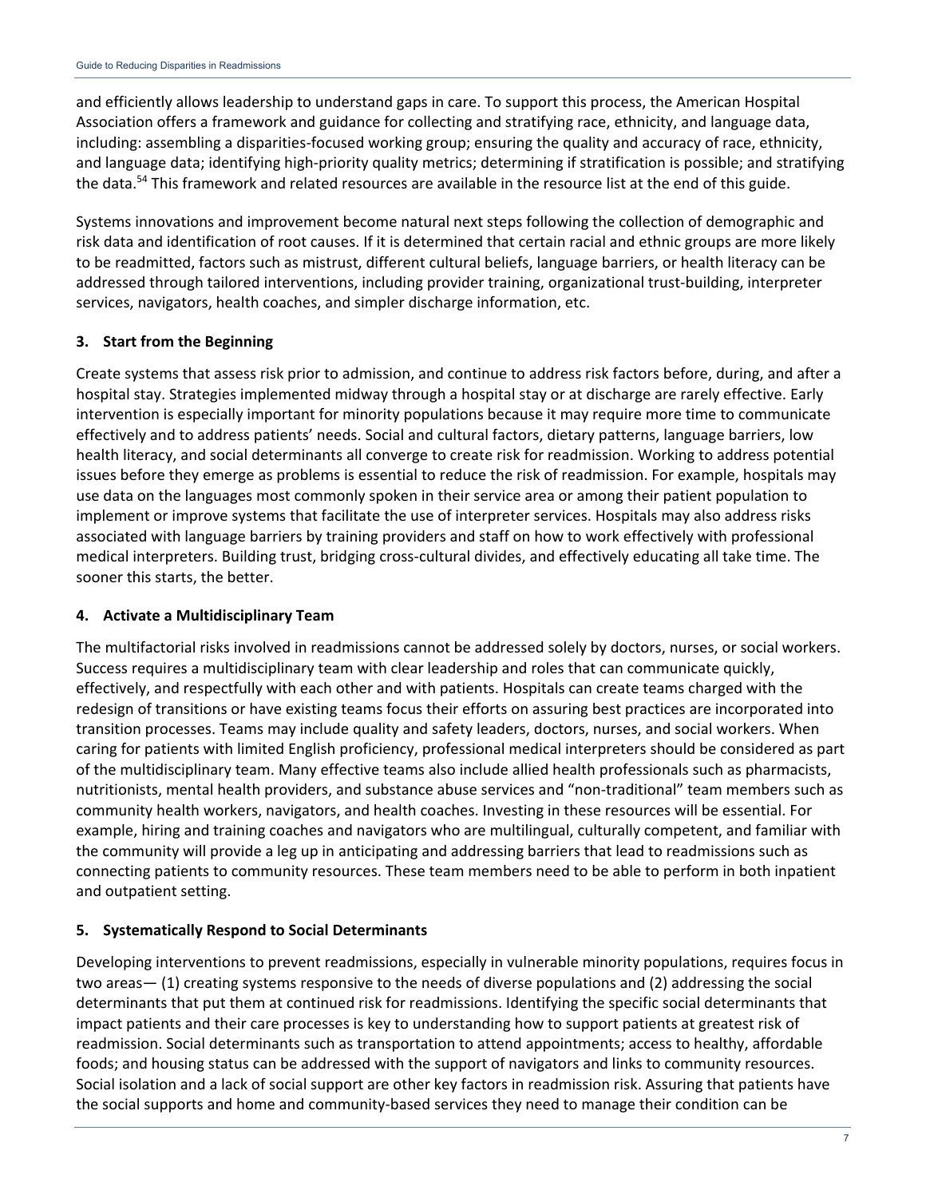and efficiently allows leadership to understand gaps in care. To support this process, the American Hospital Association offers a framework and guidance for collecting and stratifying race, ethnicity, and language data, including: assembling a disparities-focused working group; ensuring the quality and accuracy of race, ethnicity, and language data; identifying high-priority quality metrics; determining if stratification is possible; and stratifying the data.[54] This framework and related resources are available in the resource list at the end of this guide.

Systems innovations and improvement become natural next steps following the collection of demographic and risk data and identification of root causes. If it is determined that certain racial and ethnic groups are more likely to be readmitted, factors such as mistrust, different cultural beliefs, language barriers, or health literacy can be addressed through tailored interventions, including provider training, organizational trust-building, interpreter services, navigators, health coaches, and simpler discharge information, etc.

### 3. Start from the Beginning

Create systems that assess risk prior to admission, and continue to address risk factors before, during, and after a hospital stay. Strategies implemented midway through a hospital stay or at discharge are rarely effective. Early intervention is especially important for minority populations because it may require more time to communicate effectively and to address patients' needs. Social and cultural factors, dietary patterns, language barriers, low health literacy, and social determinants all converge to create risk for readmission. Working to address potential issues before they emerge as problems is essential to reduce the risk of readmission. For example, hospitals may use data on the languages most commonly spoken in their service area or among their patient population to implement or improve systems that facilitate the use of interpreter services. Hospitals may also address risks associated with language barriers by training providers and staff on how to work effectively with professional medical interpreters. Building trust, bridging cross-cultural divides, and effectively educating all take time. The sooner this starts, the better.

### 4. Activate a Multidisciplinary Team

The multifactorial risks involved in readmissions cannot be addressed solely by doctors, nurses, or social workers. Success requires a multidisciplinary team with clear leadership and roles that can communicate quickly, effectively, and respectfully with each other and with patients. Hospitals can create teams charged with the redesign of transitions or have existing teams focus their efforts on assuring best practices are incorporated into transition processes. Teams may include quality and safety leaders, doctors, nurses, and social workers. When caring for patients with limited English proficiency, professional medical interpreters should be considered as part of the multidisciplinary team. Many effective teams also include allied health professionals such as pharmacists, nutritionists, mental health providers, and substance abuse services and "non-traditional" team members such as community health workers, navigators, and health coaches. Investing in these resources will be essential. For example, hiring and training coaches and navigators who are multilingual, culturally competent, and familiar with the community will provide a leg up in anticipating and addressing barriers that lead to readmissions such as connecting patients to community resources. These team members need to be able to perform in both inpatient and outpatient setting.

### 5. Systematically Respond to Social Determinants

Developing interventions to prevent readmissions, especially in vulnerable minority populations, requires focus in two areas— (1) creating systems responsive to the needs of diverse populations and (2) addressing the social determinants that put them at continued risk for readmissions. Identifying the specific social determinants that impact patients and their care processes is key to understanding how to support patients at greatest risk of readmission. Social determinants such as transportation to attend appointments; access to healthy, affordable foods; and housing status can be addressed with the support of navigators and links to community resources. Social isolation and a lack of social support are other key factors in readmission risk. Assuring that patients have the social supports and home and community-based services they need to manage their condition can be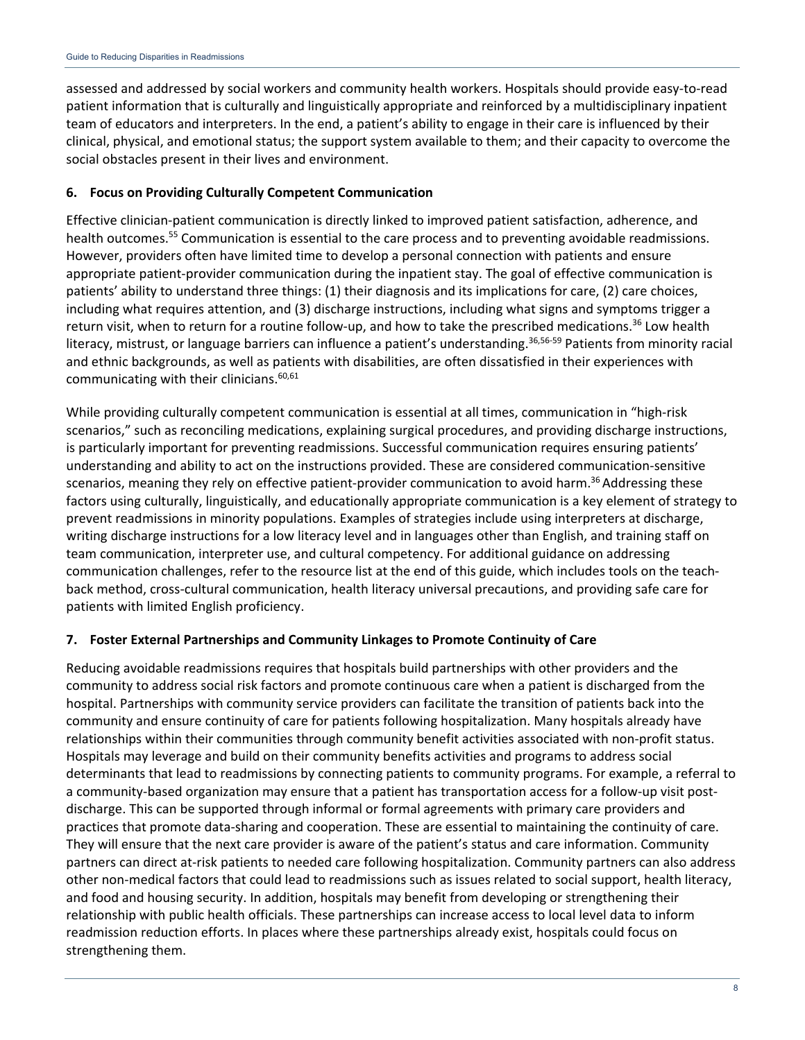assessed and addressed by social workers and community health workers. Hospitals should provide easy-to-read patient information that is culturally and linguistically appropriate and reinforced by a multidisciplinary inpatient team of educators and interpreters. In the end, a patient's ability to engage in their care is influenced by their clinical, physical, and emotional status; the support system available to them; and their capacity to overcome the social obstacles present in their lives and environment.

### 6. Focus on Providing Culturally Competent Communication

Effective clinician-patient communication is directly linked to improved patient satisfaction, adherence, and health outcomes.[55] Communication is essential to the care process and to preventing avoidable readmissions. However, providers often have limited time to develop a personal connection with patients and ensure appropriate patient-provider communication during the inpatient stay. The goal of effective communication is patients' ability to understand three things: (1) their diagnosis and its implications for care, (2) care choices, including what requires attention, and (3) discharge instructions, including what signs and symptoms trigger a return visit, when to return for a routine follow-up, and how to take the prescribed medications.[36] Low health literacy, mistrust, or language barriers can influence a patient's understanding.[36,56-59] Patients from minority racial and ethnic backgrounds, as well as patients with disabilities, are often dissatisfied in their experiences with communicating with their clinicians.[60,61]

While providing culturally competent communication is essential at all times, communication in "high-risk scenarios," such as reconciling medications, explaining surgical procedures, and providing discharge instructions, is particularly important for preventing readmissions. Successful communication requires ensuring patients' understanding and ability to act on the instructions provided. These are considered communication-sensitive scenarios, meaning they rely on effective patient-provider communication to avoid harm.[36] Addressing these factors using culturally, linguistically, and educationally appropriate communication is a key element of strategy to prevent readmissions in minority populations. Examples of strategies include using interpreters at discharge, writing discharge instructions for a low literacy level and in languages other than English, and training staff on team communication, interpreter use, and cultural competency. For additional guidance on addressing communication challenges, refer to the resource list at the end of this guide, which includes tools on the teach-back method, cross-cultural communication, health literacy universal precautions, and providing safe care for patients with limited English proficiency.

### 7. Foster External Partnerships and Community Linkages to Promote Continuity of Care

Reducing avoidable readmissions requires that hospitals build partnerships with other providers and the community to address social risk factors and promote continuous care when a patient is discharged from the hospital. Partnerships with community service providers can facilitate the transition of patients back into the community and ensure continuity of care for patients following hospitalization. Many hospitals already have relationships within their communities through community benefit activities associated with non-profit status. Hospitals may leverage and build on their community benefits activities and programs to address social determinants that lead to readmissions by connecting patients to community programs. For example, a referral to a community-based organization may ensure that a patient has transportation access for a follow-up visit post-discharge. This can be supported through informal or formal agreements with primary care providers and practices that promote data-sharing and cooperation. These are essential to maintaining the continuity of care. They will ensure that the next care provider is aware of the patient's status and care information. Community partners can direct at-risk patients to needed care following hospitalization. Community partners can also address other non-medical factors that could lead to readmissions such as issues related to social support, health literacy, and food and housing security. In addition, hospitals may benefit from developing or strengthening their relationship with public health officials. These partnerships can increase access to local level data to inform readmission reduction efforts. In places where these partnerships already exist, hospitals could focus on strengthening them.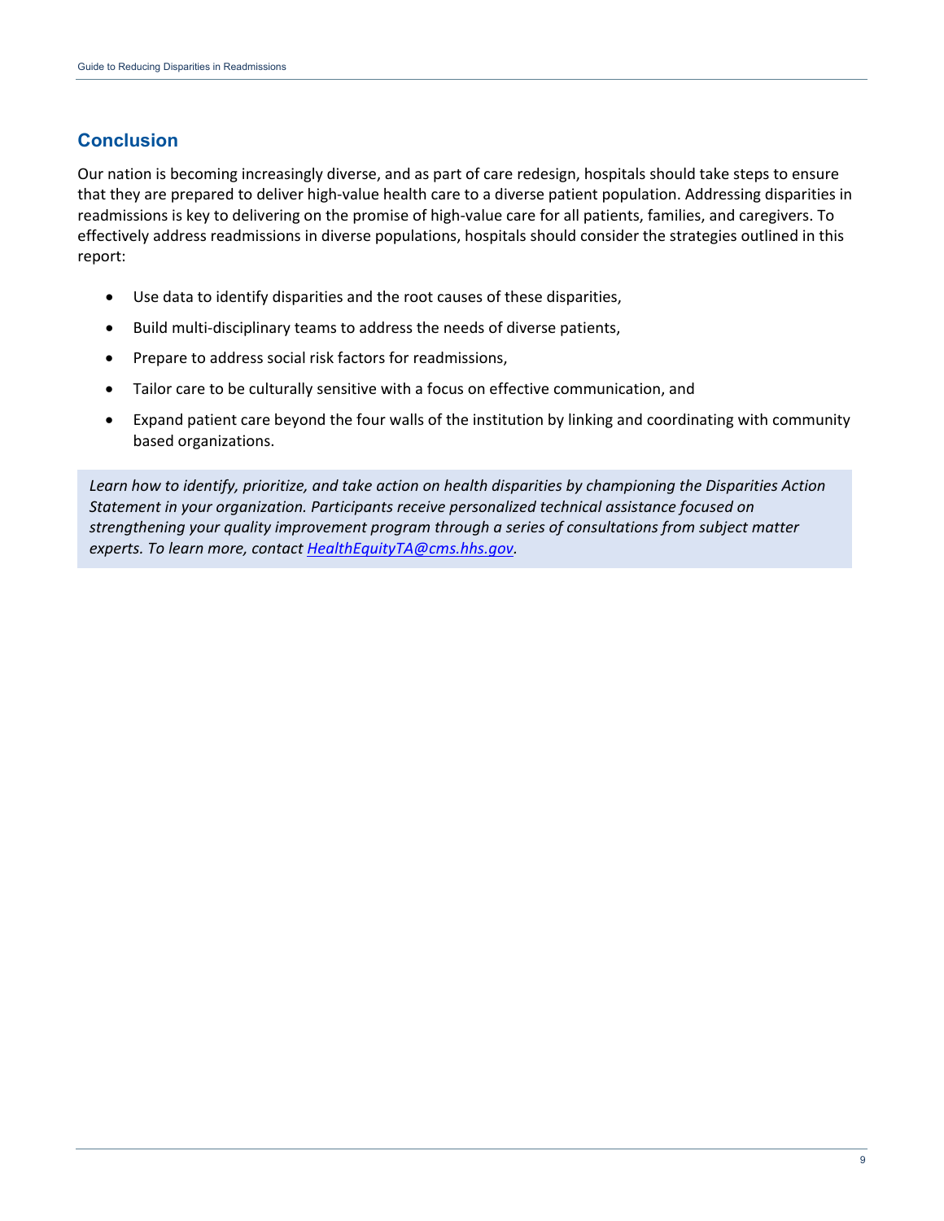## Conclusion

Our nation is becoming increasingly diverse, and as part of care redesign, hospitals should take steps to ensure that they are prepared to deliver high-value health care to a diverse patient population. Addressing disparities in readmissions is key to delivering on the promise of high-value care for all patients, families, and caregivers. To effectively address readmissions in diverse populations, hospitals should consider the strategies outlined in this report:

- Use data to identify disparities and the root causes of these disparities,
- Build multi-disciplinary teams to address the needs of diverse patients,
- Prepare to address social risk factors for readmissions,
- Tailor care to be culturally sensitive with a focus on effective communication, and
- Expand patient care beyond the four walls of the institution by linking and coordinating with community based organizations.

*Learn how to identify, prioritize, and take action on health disparities by championing the Disparities Action Statement in your organization. Participants receive personalized technical assistance focused on strengthening your quality improvement program through a series of consultations from subject matter experts. To learn more, contact [HealthEquityTA@cms.hhs.gov](mailto:HealthEquityTA@cms.hhs.gov).*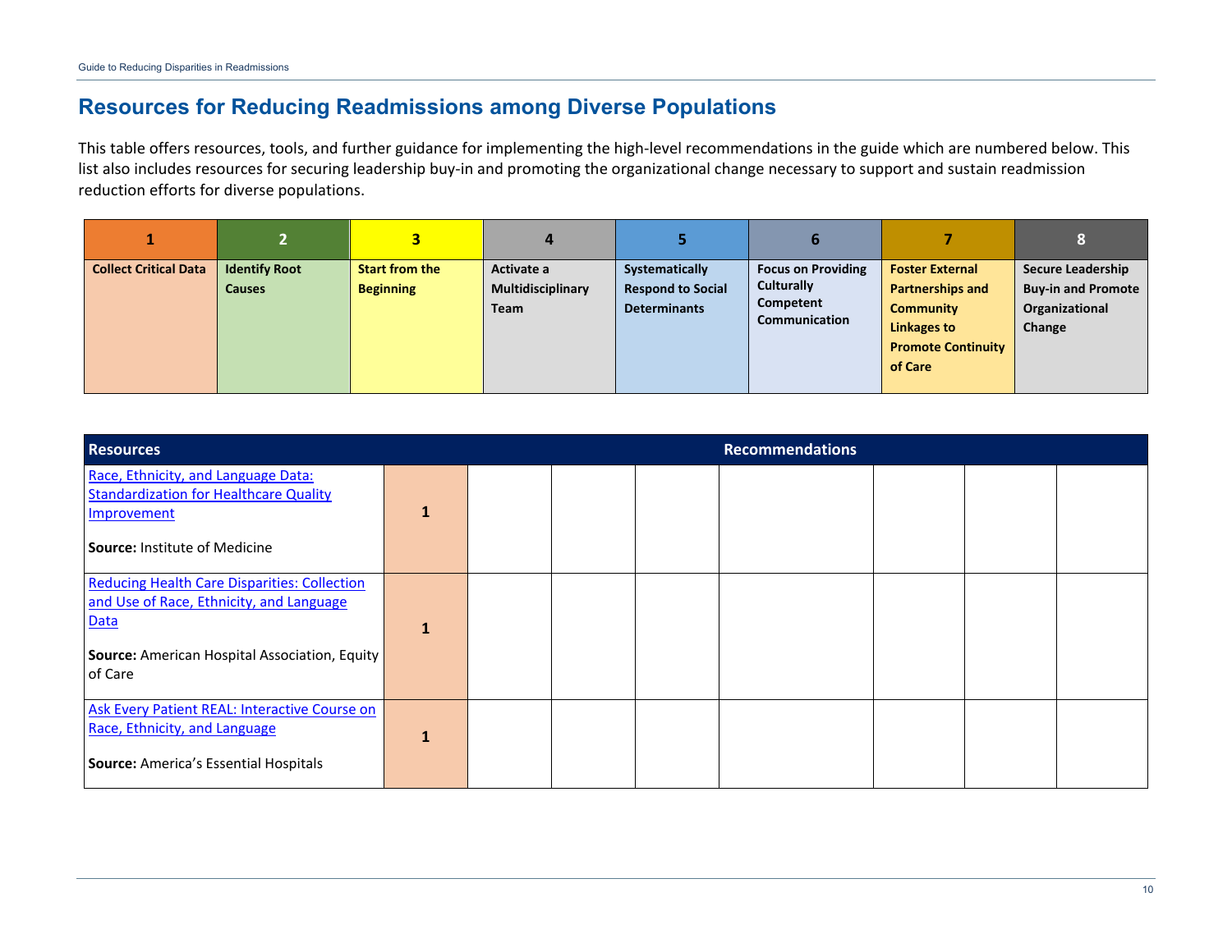## Resources for Reducing Readmissions among Diverse Populations

This table offers resources, tools, and further guidance for implementing the high-level recommendations in the guide which are numbered below. This list also includes resources for securing leadership buy-in and promoting the organizational change necessary to support and sustain readmission reduction efforts for diverse populations.

| 1 | 2 | 3 | 4 | 5 | 6 | 7 | 8 |
|---|---|---|---|---|---|---|---|
| **Collect Critical Data** | **Identify Root Causes** | **Start from the Beginning** | **Activate a Multidisciplinary Team** | **Systematically Respond to Social Determinants** | **Focus on Providing Culturally Competent Communication** | **Foster External Partnerships and Community Linkages to Promote Continuity of Care** | **Secure Leadership Buy-in and Promote Organizational Change** |

| Resources | Recommendations | | | | | | | |
|---|---|---|---|---|---|---|---|---|
| Race, Ethnicity, and Language Data: Standardization for Healthcare Quality Improvement<br><br>**Source:** Institute of Medicine | **1** | | | | | | | |
| Reducing Health Care Disparities: Collection and Use of Race, Ethnicity, and Language Data<br><br>**Source:** American Hospital Association, Equity of Care | **1** | | | | | | | |
| Ask Every Patient REAL: Interactive Course on Race, Ethnicity, and Language<br><br>**Source:** America's Essential Hospitals | **1** | | | | | | | |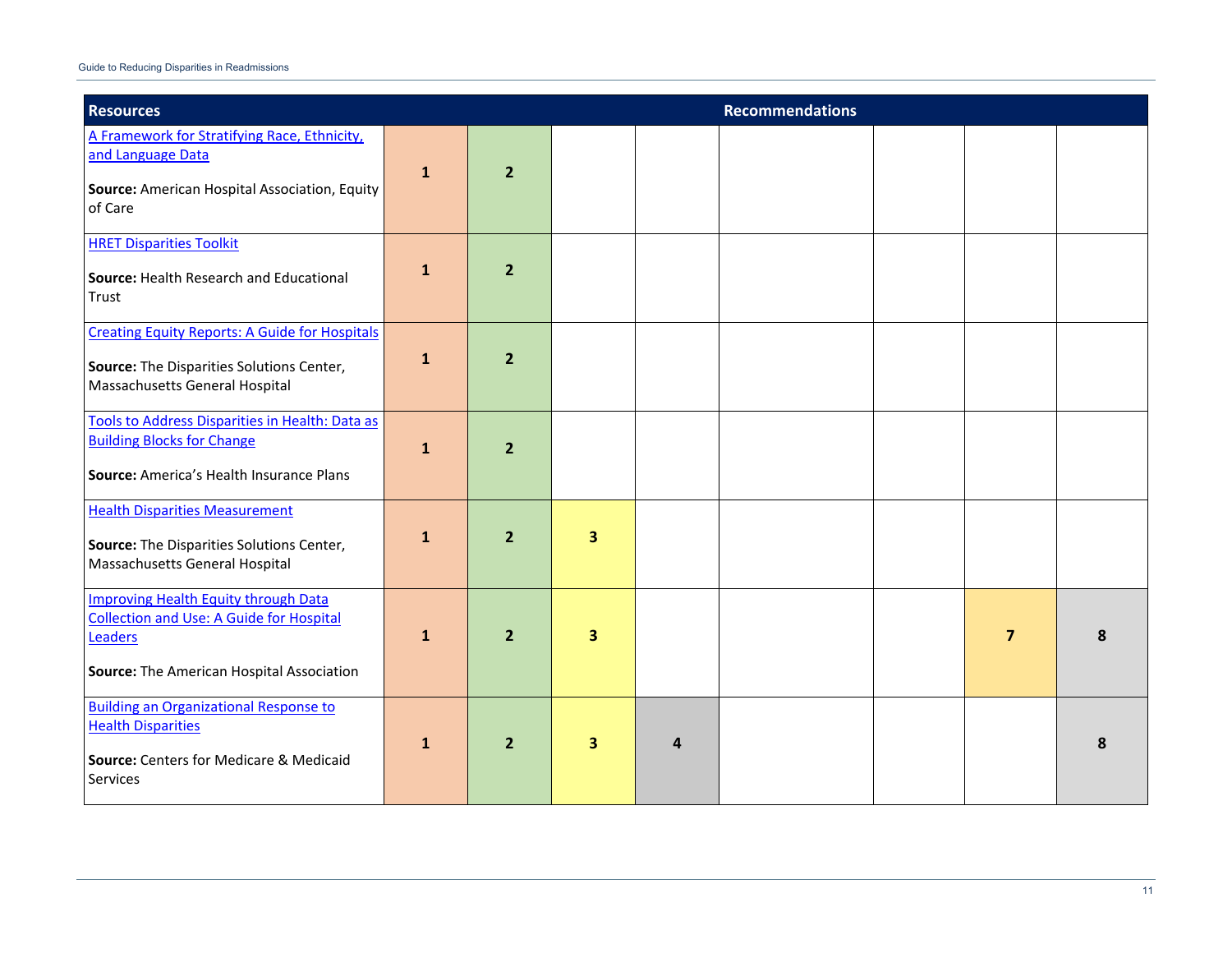| Resources | Recommendations | | | | | | | |
|---|---|---|---|---|---|---|---|---|
| A Framework for Stratifying Race, Ethnicity, and Language Data<br><br>**Source:** American Hospital Association, Equity of Care | **1** | **2** | | | | | | |
| HRET Disparities Toolkit<br><br>**Source:** Health Research and Educational Trust | **1** | **2** | | | | | | |
| Creating Equity Reports: A Guide for Hospitals<br><br>**Source:** The Disparities Solutions Center, Massachusetts General Hospital | **1** | **2** | | | | | | |
| Tools to Address Disparities in Health: Data as Building Blocks for Change<br><br>**Source:** America's Health Insurance Plans | **1** | **2** | | | | | | |
| Health Disparities Measurement<br><br>**Source:** The Disparities Solutions Center, Massachusetts General Hospital | **1** | **2** | **3** | | | | | |
| Improving Health Equity through Data Collection and Use: A Guide for Hospital Leaders<br><br>**Source:** The American Hospital Association | **1** | **2** | **3** | | | | **7** | **8** |
| Building an Organizational Response to Health Disparities<br><br>**Source:** Centers for Medicare & Medicaid Services | **1** | **2** | **3** | **4** | | | | **8** |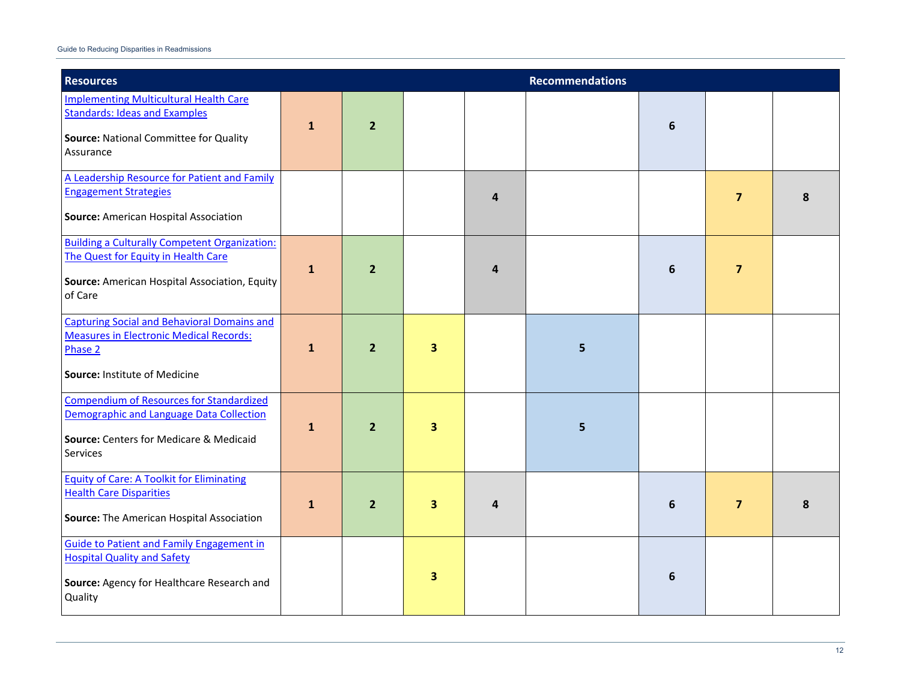| Resources | Recommendations | | | | | | | |
|---|---|---|---|---|---|---|---|---|
| [Implementing Multicultural Health Care Standards: Ideas and Examples]<br><br>**Source:** National Committee for Quality Assurance | 1 | 2 | | | | 6 | | |
| [A Leadership Resource for Patient and Family Engagement Strategies]<br><br>**Source:** American Hospital Association | | | | 4 | | | 7 | 8 |
| [Building a Culturally Competent Organization: The Quest for Equity in Health Care]<br><br>**Source:** American Hospital Association, Equity of Care | 1 | 2 | | 4 | | 6 | 7 | |
| [Capturing Social and Behavioral Domains and Measures in Electronic Medical Records: Phase 2]<br><br>**Source:** Institute of Medicine | 1 | 2 | 3 | | 5 | | | |
| [Compendium of Resources for Standardized Demographic and Language Data Collection]<br><br>**Source:** Centers for Medicare & Medicaid Services | 1 | 2 | 3 | | 5 | | | |
| [Equity of Care: A Toolkit for Eliminating Health Care Disparities]<br><br>**Source:** The American Hospital Association | 1 | 2 | 3 | 4 | | 6 | 7 | 8 |
| [Guide to Patient and Family Engagement in Hospital Quality and Safety]<br><br>**Source:** Agency for Healthcare Research and Quality | | | 3 | | | 6 | | |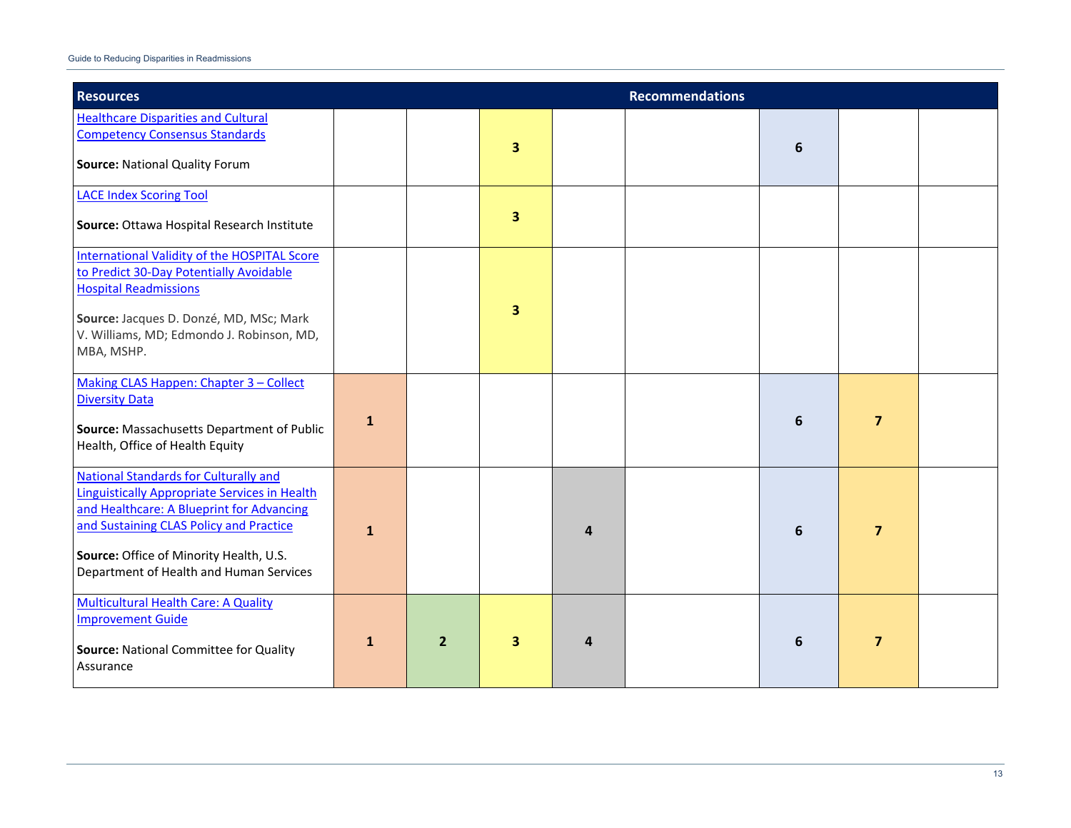| Resources | Recommendations | | | | | | | |
|---|---|---|---|---|---|---|---|---|
| Healthcare Disparities and Cultural Competency Consensus Standards<br><br>**Source:** National Quality Forum | | | 3 | | | 6 | | |
| LACE Index Scoring Tool<br><br>**Source:** Ottawa Hospital Research Institute | | | 3 | | | | | |
| International Validity of the HOSPITAL Score to Predict 30-Day Potentially Avoidable Hospital Readmissions<br><br>**Source:** Jacques D. Donzé, MD, MSc; Mark V. Williams, MD; Edmondo J. Robinson, MD, MBA, MSHP. | | | 3 | | | | | |
| Making CLAS Happen: Chapter 3 – Collect Diversity Data<br><br>**Source:** Massachusetts Department of Public Health, Office of Health Equity | 1 | | | | | 6 | 7 | |
| National Standards for Culturally and Linguistically Appropriate Services in Health and Healthcare: A Blueprint for Advancing and Sustaining CLAS Policy and Practice<br><br>**Source:** Office of Minority Health, U.S. Department of Health and Human Services | 1 | | | 4 | | 6 | 7 | |
| Multicultural Health Care: A Quality Improvement Guide<br><br>**Source:** National Committee for Quality Assurance | 1 | 2 | 3 | 4 | | 6 | 7 | |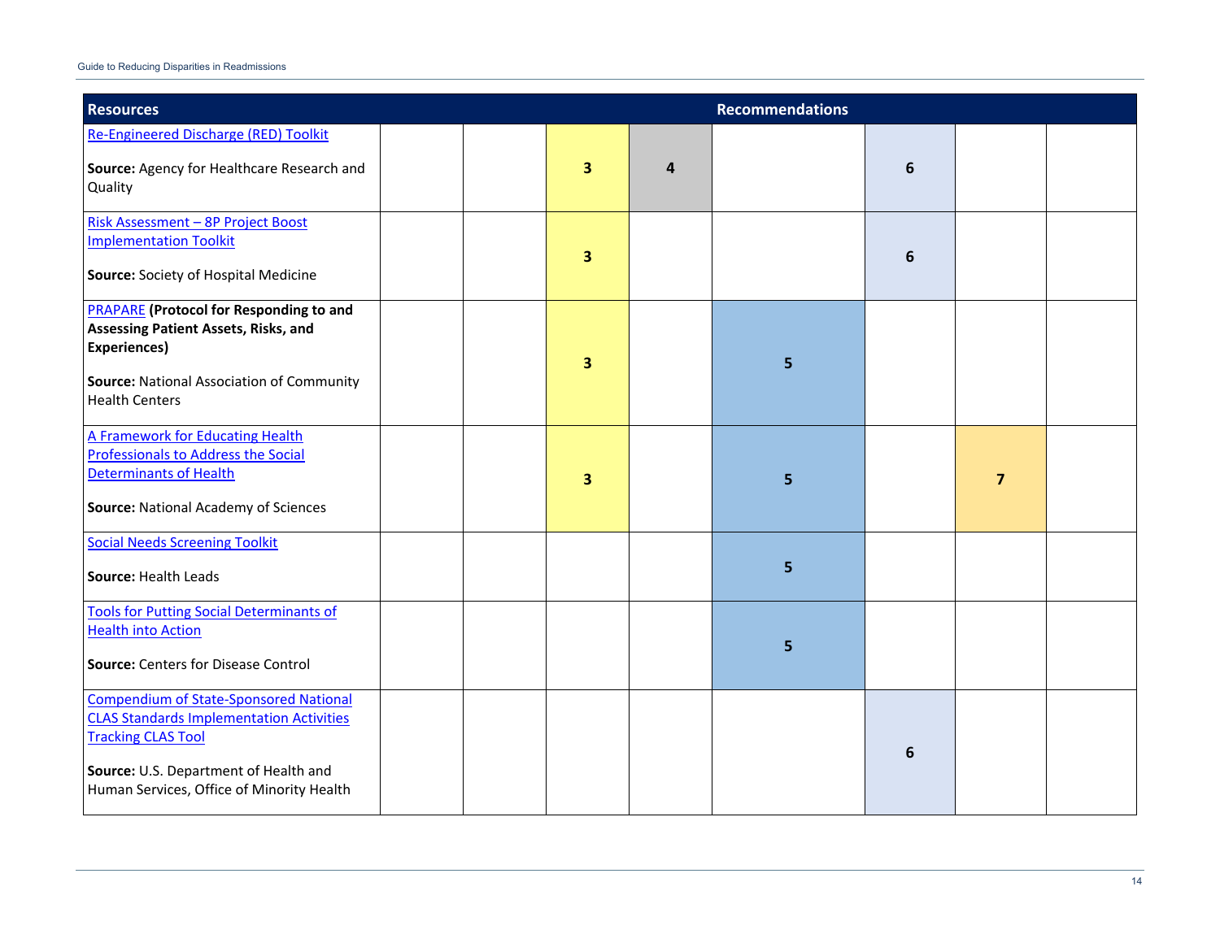| Resources | Recommendations | | | | | | | |
|---|---|---|---|---|---|---|---|---|
| Re-Engineered Discharge (RED) Toolkit<br><br>**Source:** Agency for Healthcare Research and Quality | | | 3 | 4 | | 6 | | |
| Risk Assessment – 8P Project Boost Implementation Toolkit<br><br>**Source:** Society of Hospital Medicine | | | 3 | | | 6 | | |
| PRAPARE **(Protocol for Responding to and Assessing Patient Assets, Risks, and Experiences)**<br><br>**Source:** National Association of Community Health Centers | | | 3 | | 5 | | | |
| A Framework for Educating Health Professionals to Address the Social Determinants of Health<br><br>**Source:** National Academy of Sciences | | | 3 | | 5 | | 7 | |
| Social Needs Screening Toolkit<br><br>**Source:** Health Leads | | | | | 5 | | | |
| Tools for Putting Social Determinants of Health into Action<br><br>**Source:** Centers for Disease Control | | | | | 5 | | | |
| Compendium of State-Sponsored National CLAS Standards Implementation Activities Tracking CLAS Tool<br><br>**Source:** U.S. Department of Health and Human Services, Office of Minority Health | | | | | | 6 | | |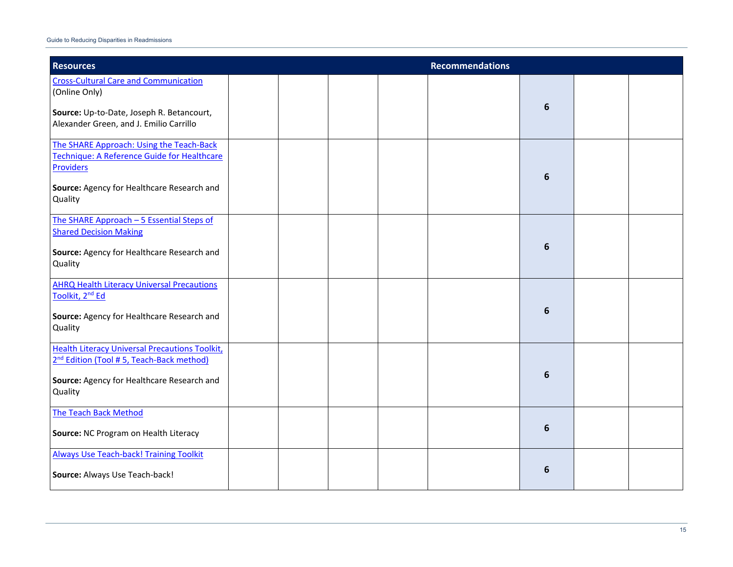| Resources | Recommendations | | | | | | | |
|---|---|---|---|---|---|---|---|---|
| Cross-Cultural Care and Communication (Online Only)<br><br>**Source:** Up-to-Date, Joseph R. Betancourt, Alexander Green, and J. Emilio Carrillo | | | | | | **6** | | |
| The SHARE Approach: Using the Teach-Back Technique: A Reference Guide for Healthcare Providers<br><br>**Source:** Agency for Healthcare Research and Quality | | | | | | **6** | | |
| The SHARE Approach – 5 Essential Steps of Shared Decision Making<br><br>**Source:** Agency for Healthcare Research and Quality | | | | | | **6** | | |
| AHRQ Health Literacy Universal Precautions Toolkit, 2nd Ed<br><br>**Source:** Agency for Healthcare Research and Quality | | | | | | **6** | | |
| Health Literacy Universal Precautions Toolkit, 2nd Edition (Tool # 5, Teach-Back method)<br><br>**Source:** Agency for Healthcare Research and Quality | | | | | | **6** | | |
| The Teach Back Method<br><br>**Source:** NC Program on Health Literacy | | | | | | **6** | | |
| Always Use Teach-back! Training Toolkit<br><br>**Source:** Always Use Teach-back! | | | | | | **6** | | |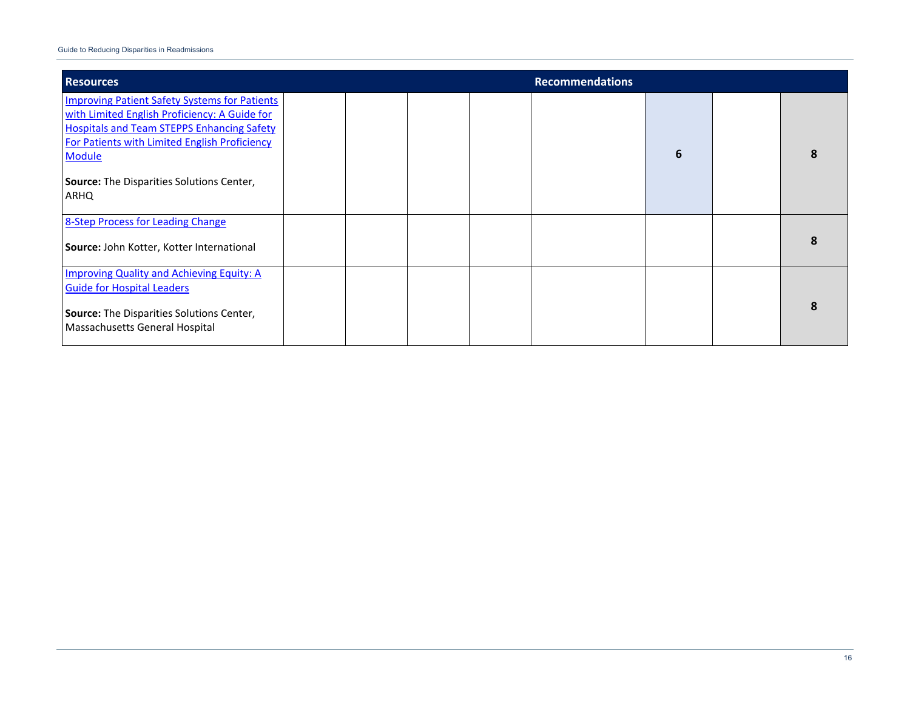| Resources | Recommendations | | | | | | | |
|---|---|---|---|---|---|---|---|---|
| Improving Patient Safety Systems for Patients with Limited English Proficiency: A Guide for Hospitals and Team STEPPS Enhancing Safety For Patients with Limited English Proficiency Module<br><br>**Source:** The Disparities Solutions Center, ARHQ | | | | | | 6 | | 8 |
| 8-Step Process for Leading Change<br><br>**Source:** John Kotter, Kotter International | | | | | | | | 8 |
| Improving Quality and Achieving Equity: A Guide for Hospital Leaders<br><br>**Source:** The Disparities Solutions Center, Massachusetts General Hospital | | | | | | | | 8 |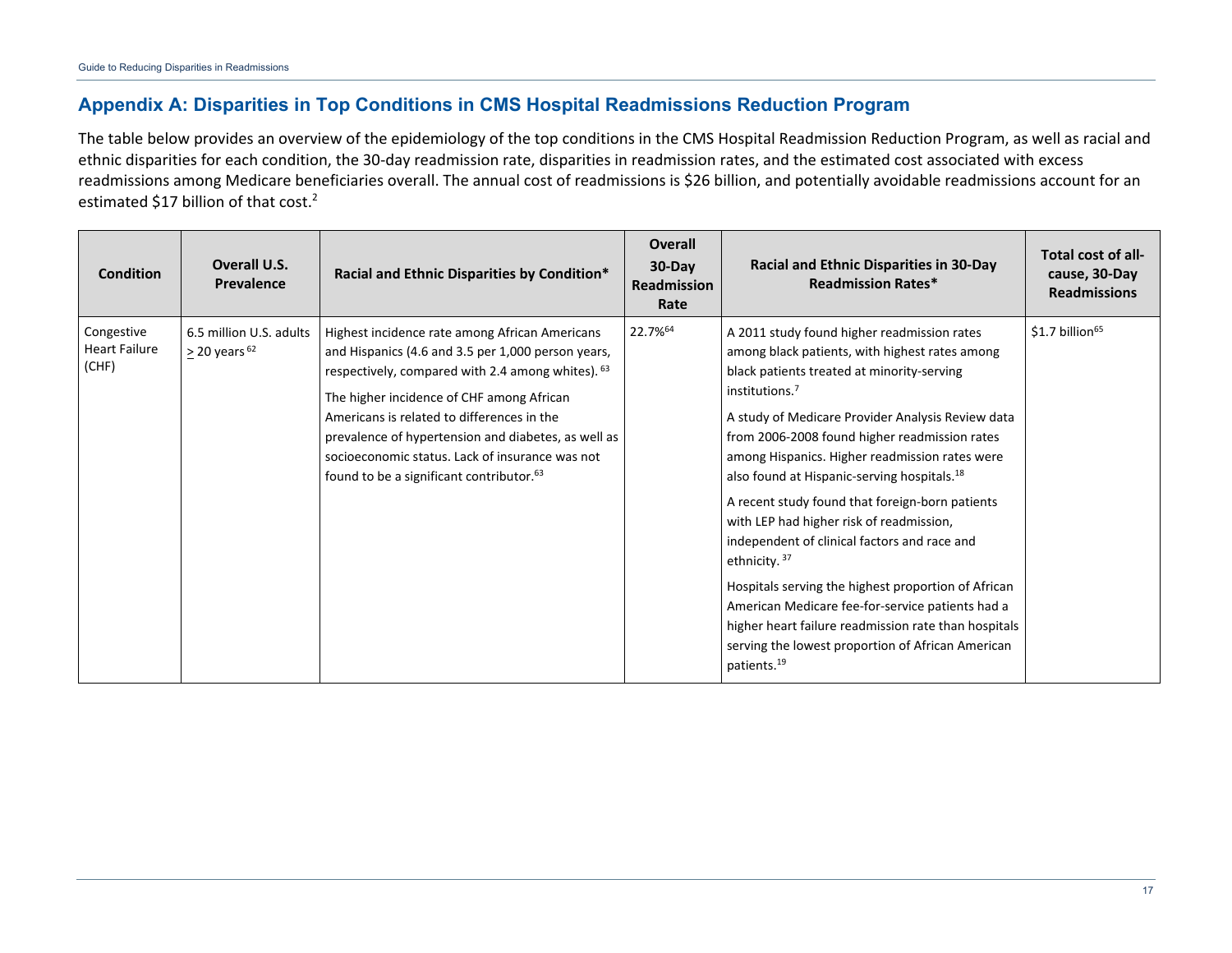## Appendix A: Disparities in Top Conditions in CMS Hospital Readmissions Reduction Program

The table below provides an overview of the epidemiology of the top conditions in the CMS Hospital Readmission Reduction Program, as well as racial and ethnic disparities for each condition, the 30-day readmission rate, disparities in readmission rates, and the estimated cost associated with excess readmissions among Medicare beneficiaries overall. The annual cost of readmissions is $26 billion, and potentially avoidable readmissions account for an estimated $17 billion of that cost.[2]

| Condition | Overall U.S. Prevalence | Racial and Ethnic Disparities by Condition* | Overall 30-Day Readmission Rate | Racial and Ethnic Disparities in 30-Day Readmission Rates* | Total cost of all-cause, 30-Day Readmissions |
|---|---|---|---|---|---|
| Congestive Heart Failure (CHF) | 6.5 million U.S. adults ≥ 20 years[62] | Highest incidence rate among African Americans and Hispanics (4.6 and 3.5 per 1,000 person years, respectively, compared with 2.4 among whites).[63]<br><br>The higher incidence of CHF among African Americans is related to differences in the prevalence of hypertension and diabetes, as well as socioeconomic status. Lack of insurance was not found to be a significant contributor.[63] | 22.7%[64] | A 2011 study found higher readmission rates among black patients, with highest rates among black patients treated at minority-serving institutions.[7]<br><br>A study of Medicare Provider Analysis Review data from 2006-2008 found higher readmission rates among Hispanics. Higher readmission rates were also found at Hispanic-serving hospitals.[18]<br><br>A recent study found that foreign-born patients with LEP had higher risk of readmission, independent of clinical factors and race and ethnicity.[37]<br><br>Hospitals serving the highest proportion of African American Medicare fee-for-service patients had a higher heart failure readmission rate than hospitals serving the lowest proportion of African American patients.[19] | $1.7 billion[65] |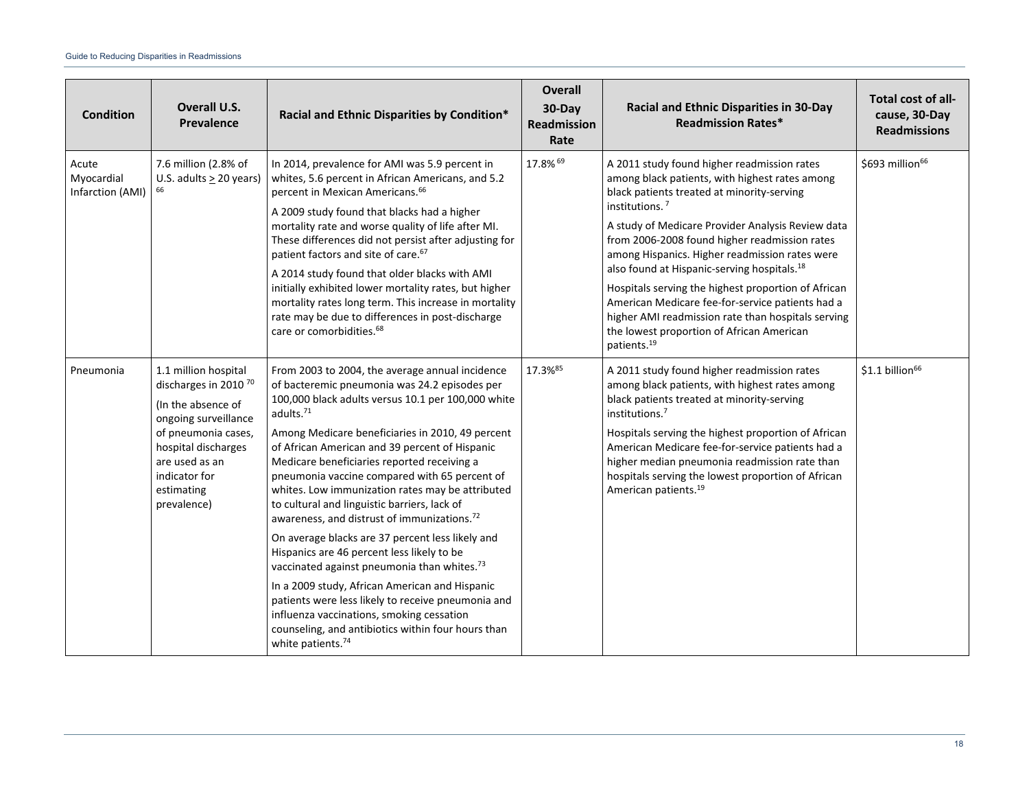| Condition | Overall U.S. Prevalence | Racial and Ethnic Disparities by Condition* | Overall 30-Day Readmission Rate | Racial and Ethnic Disparities in 30-Day Readmission Rates* | Total cost of all-cause, 30-Day Readmissions |
|---|---|---|---|---|---|
| Acute Myocardial Infarction (AMI) | 7.6 million (2.8% of U.S. adults $\geq$ 20 years) [66] | In 2014, prevalence for AMI was 5.9 percent in whites, 5.6 percent in African Americans, and 5.2 percent in Mexican Americans.[66]<br><br>A 2009 study found that blacks had a higher mortality rate and worse quality of life after MI. These differences did not persist after adjusting for patient factors and site of care.[67]<br><br>A 2014 study found that older blacks with AMI initially exhibited lower mortality rates, but higher mortality rates long term. This increase in mortality rate may be due to differences in post-discharge care or comorbidities.[68] | 17.8% [69] | A 2011 study found higher readmission rates among black patients, with highest rates among black patients treated at minority-serving institutions. [7]<br><br>A study of Medicare Provider Analysis Review data from 2006-2008 found higher readmission rates among Hispanics. Higher readmission rates were also found at Hispanic-serving hospitals.[18]<br><br>Hospitals serving the highest proportion of African American Medicare fee-for-service patients had a higher AMI readmission rate than hospitals serving the lowest proportion of African American patients.[19] | $693 million[66] |
| Pneumonia | 1.1 million hospital discharges in 2010 [70]<br><br>(In the absence of ongoing surveillance of pneumonia cases, hospital discharges are used as an indicator for estimating prevalence) | From 2003 to 2004, the average annual incidence of bacteremic pneumonia was 24.2 episodes per 100,000 black adults versus 10.1 per 100,000 white adults.[71]<br><br>Among Medicare beneficiaries in 2010, 49 percent of African American and 39 percent of Hispanic Medicare beneficiaries reported receiving a pneumonia vaccine compared with 65 percent of whites. Low immunization rates may be attributed to cultural and linguistic barriers, lack of awareness, and distrust of immunizations.[72]<br><br>On average blacks are 37 percent less likely and Hispanics are 46 percent less likely to be vaccinated against pneumonia than whites.[73]<br><br>In a 2009 study, African American and Hispanic patients were less likely to receive pneumonia and influenza vaccinations, smoking cessation counseling, and antibiotics within four hours than white patients.[74] | 17.3%[85] | A 2011 study found higher readmission rates among black patients, with highest rates among black patients treated at minority-serving institutions.[7]<br><br>Hospitals serving the highest proportion of African American Medicare fee-for-service patients had a higher median pneumonia readmission rate than hospitals serving the lowest proportion of African American patients.[19] | $1.1 billion[66] |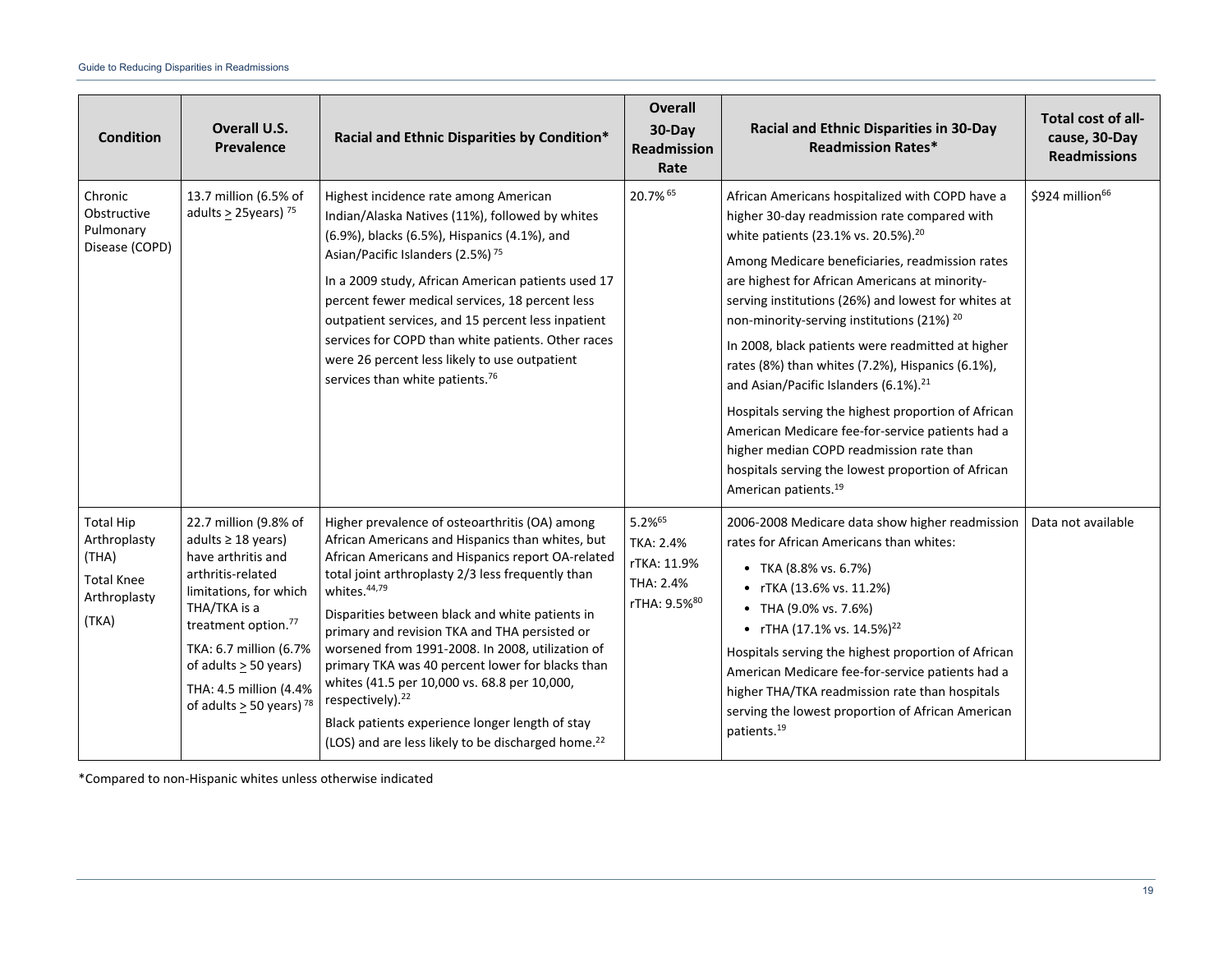| Condition | Overall U.S. Prevalence | Racial and Ethnic Disparities by Condition* | Overall 30-Day Readmission Rate | Racial and Ethnic Disparities in 30-Day Readmission Rates* | Total cost of all-cause, 30-Day Readmissions |
|---|---|---|---|---|---|
| Chronic Obstructive Pulmonary Disease (COPD) | 13.7 million (6.5% of adults ≥ 25years) [75] | Highest incidence rate among American Indian/Alaska Natives (11%), followed by whites (6.9%), blacks (6.5%), Hispanics (4.1%), and Asian/Pacific Islanders (2.5%) [75]<br><br>In a 2009 study, African American patients used 17 percent fewer medical services, 18 percent less outpatient services, and 15 percent less inpatient services for COPD than white patients. Other races were 26 percent less likely to use outpatient services than white patients.[76] | 20.7% [65] | African Americans hospitalized with COPD have a higher 30-day readmission rate compared with white patients (23.1% vs. 20.5%).[20]<br><br>Among Medicare beneficiaries, readmission rates are highest for African Americans at minority-serving institutions (26%) and lowest for whites at non-minority-serving institutions (21%) [20]<br><br>In 2008, black patients were readmitted at higher rates (8%) than whites (7.2%), Hispanics (6.1%), and Asian/Pacific Islanders (6.1%).[21]<br><br>Hospitals serving the highest proportion of African American Medicare fee-for-service patients had a higher median COPD readmission rate than hospitals serving the lowest proportion of African American patients.[19] | $924 million[66] |
| Total Hip Arthroplasty (THA)<br><br>Total Knee Arthroplasty (TKA) | 22.7 million (9.8% of adults ≥ 18 years) have arthritis and arthritis-related limitations, for which THA/TKA is a treatment option.[77]<br><br>TKA: 6.7 million (6.7% of adults ≥ 50 years)<br><br>THA: 4.5 million (4.4% of adults ≥ 50 years) [78] | Higher prevalence of osteoarthritis (OA) among African Americans and Hispanics than whites, but African Americans and Hispanics report OA-related total joint arthroplasty 2/3 less frequently than whites.[44,79]<br><br>Disparities between black and white patients in primary and revision TKA and THA persisted or worsened from 1991-2008. In 2008, utilization of primary TKA was 40 percent lower for blacks than whites (41.5 per 10,000 vs. 68.8 per 10,000, respectively).[22]<br><br>Black patients experience longer length of stay (LOS) and are less likely to be discharged home.[22] | 5.2%[65]<br>TKA: 2.4%<br>rTKA: 11.9%<br>THA: 2.4%<br>rTHA: 9.5%[80] | 2006-2008 Medicare data show higher readmission rates for African Americans than whites:<br>• TKA (8.8% vs. 6.7%)<br>• rTKA (13.6% vs. 11.2%)<br>• THA (9.0% vs. 7.6%)<br>• rTHA (17.1% vs. 14.5%)[22]<br><br>Hospitals serving the highest proportion of African American Medicare fee-for-service patients had a higher THA/TKA readmission rate than hospitals serving the lowest proportion of African American patients.[19] | Data not available |

*Compared to non-Hispanic whites unless otherwise indicated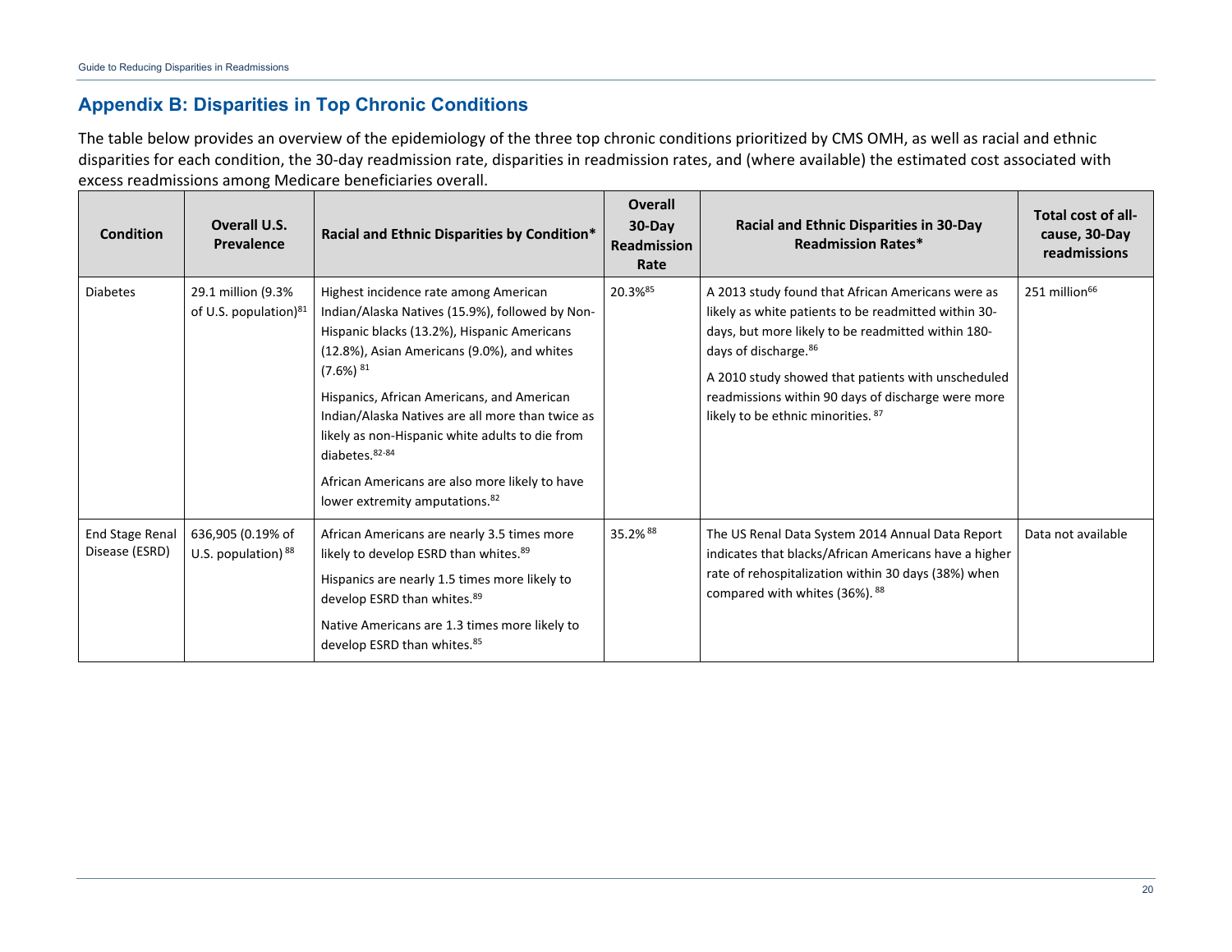## Appendix B: Disparities in Top Chronic Conditions

The table below provides an overview of the epidemiology of the three top chronic conditions prioritized by CMS OMH, as well as racial and ethnic disparities for each condition, the 30-day readmission rate, disparities in readmission rates, and (where available) the estimated cost associated with excess readmissions among Medicare beneficiaries overall.

| Condition | Overall U.S. Prevalence | Racial and Ethnic Disparities by Condition* | Overall 30-Day Readmission Rate | Racial and Ethnic Disparities in 30-Day Readmission Rates* | Total cost of all-cause, 30-Day readmissions |
|---|---|---|---|---|---|
| Diabetes | 29.1 million (9.3% of U.S. population)[81] | Highest incidence rate among American Indian/Alaska Natives (15.9%), followed by Non-Hispanic blacks (13.2%), Hispanic Americans (12.8%), Asian Americans (9.0%), and whites (7.6%) [81]<br><br>Hispanics, African Americans, and American Indian/Alaska Natives are all more than twice as likely as non-Hispanic white adults to die from diabetes.[82-84]<br><br>African Americans are also more likely to have lower extremity amputations.[82] | 20.3%[85] | A 2013 study found that African Americans were as likely as white patients to be readmitted within 30-days, but more likely to be readmitted within 180-days of discharge.[86]<br><br>A 2010 study showed that patients with unscheduled readmissions within 90 days of discharge were more likely to be ethnic minorities. [87] | 251 million[66] |
| End Stage Renal Disease (ESRD) | 636,905 (0.19% of U.S. population) [88] | African Americans are nearly 3.5 times more likely to develop ESRD than whites.[89]<br><br>Hispanics are nearly 1.5 times more likely to develop ESRD than whites.[89]<br><br>Native Americans are 1.3 times more likely to develop ESRD than whites.[85] | 35.2% [88] | The US Renal Data System 2014 Annual Data Report indicates that blacks/African Americans have a higher rate of rehospitalization within 30 days (38%) when compared with whites (36%). [88] | Data not available |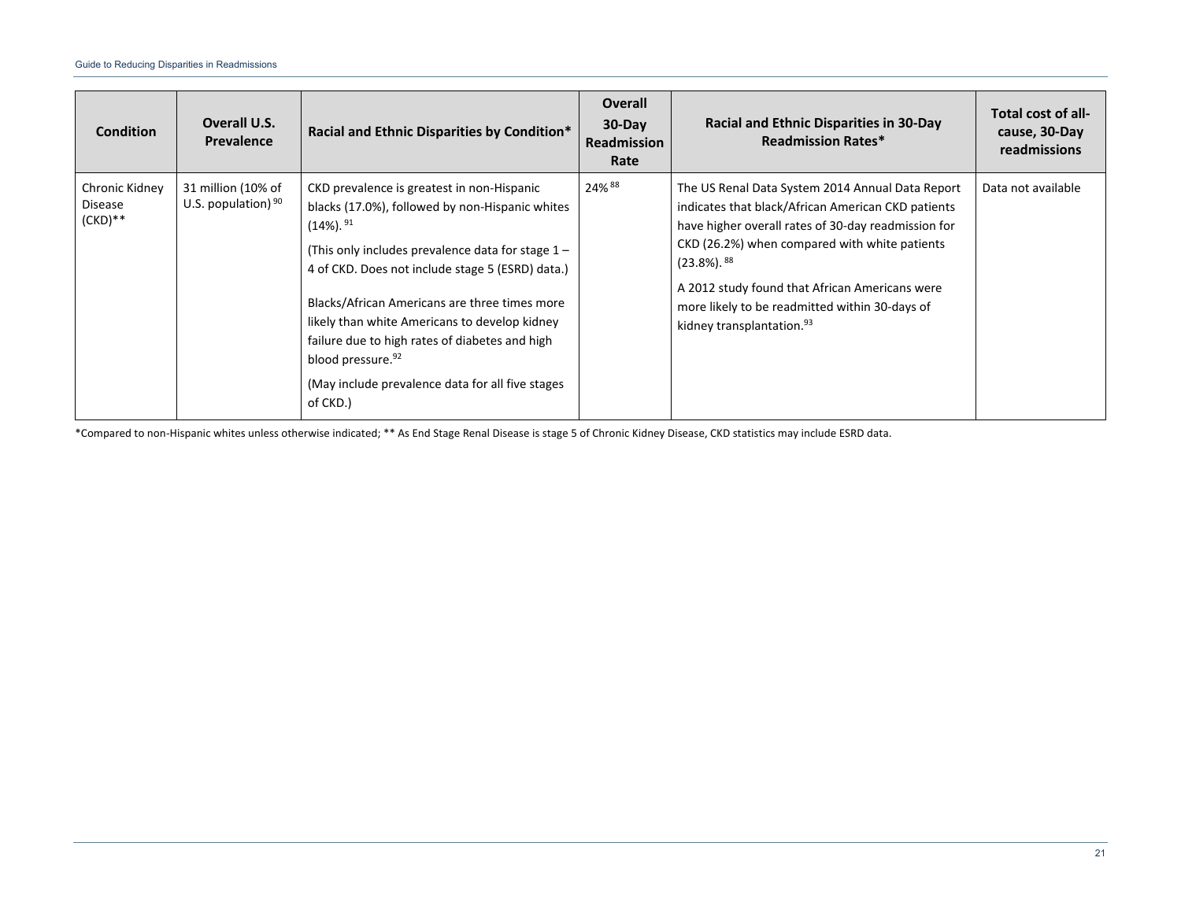| Condition | Overall U.S. Prevalence | Racial and Ethnic Disparities by Condition* | Overall 30-Day Readmission Rate | Racial and Ethnic Disparities in 30-Day Readmission Rates* | Total cost of all-cause, 30-Day readmissions |
|---|---|---|---|---|---|
| Chronic Kidney Disease (CKD)** | 31 million (10% of U.S. population) [90] | CKD prevalence is greatest in non-Hispanic blacks (17.0%), followed by non-Hispanic whites (14%). [91]<br><br>(This only includes prevalence data for stage 1 – 4 of CKD. Does not include stage 5 (ESRD) data.)<br><br>Blacks/African Americans are three times more likely than white Americans to develop kidney failure due to high rates of diabetes and high blood pressure.[92]<br><br>(May include prevalence data for all five stages of CKD.) | 24% [88] | The US Renal Data System 2014 Annual Data Report indicates that black/African American CKD patients have higher overall rates of 30-day readmission for CKD (26.2%) when compared with white patients (23.8%). [88]<br><br>A 2012 study found that African Americans were more likely to be readmitted within 30-days of kidney transplantation.[93] | Data not available |

*Compared to non-Hispanic whites unless otherwise indicated; ** As End Stage Renal Disease is stage 5 of Chronic Kidney Disease, CKD statistics may include ESRD data.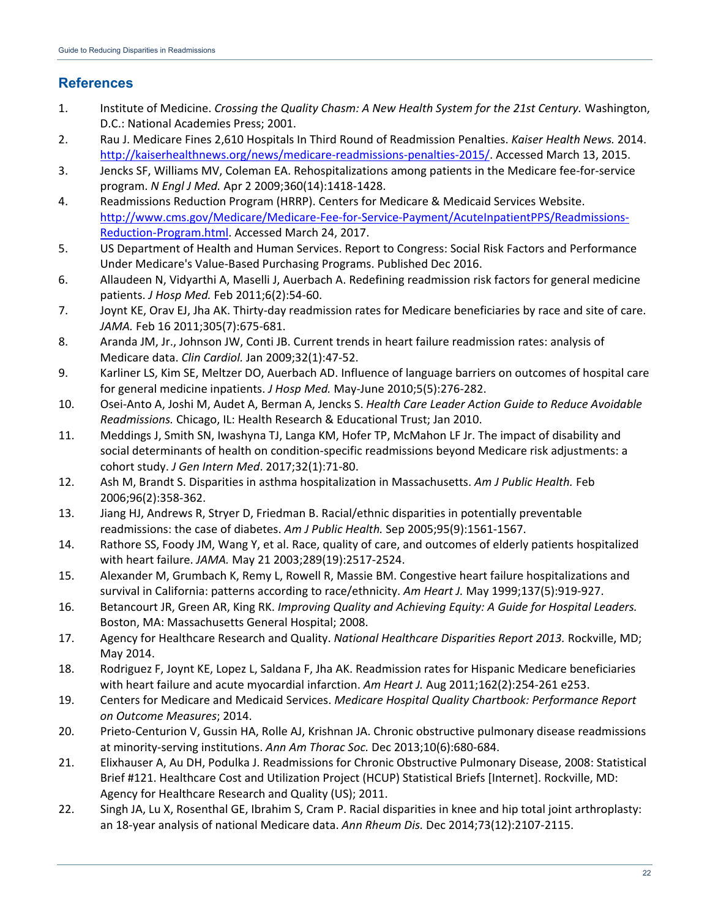## References

1. Institute of Medicine. *Crossing the Quality Chasm: A New Health System for the 21st Century.* Washington, D.C.: National Academies Press; 2001.
2. Rau J. Medicare Fines 2,610 Hospitals In Third Round of Readmission Penalties. *Kaiser Health News.* 2014. http://kaiserhealthnews.org/news/medicare-readmissions-penalties-2015/. Accessed March 13, 2015.
3. Jencks SF, Williams MV, Coleman EA. Rehospitalizations among patients in the Medicare fee-for-service program. *N Engl J Med.* Apr 2 2009;360(14):1418-1428.
4. Readmissions Reduction Program (HRRP). Centers for Medicare & Medicaid Services Website. http://www.cms.gov/Medicare/Medicare-Fee-for-Service-Payment/AcuteInpatientPPS/Readmissions-Reduction-Program.html. Accessed March 24, 2017.
5. US Department of Health and Human Services. Report to Congress: Social Risk Factors and Performance Under Medicare's Value-Based Purchasing Programs. Published Dec 2016.
6. Allaudeen N, Vidyarthi A, Maselli J, Auerbach A. Redefining readmission risk factors for general medicine patients. *J Hosp Med.* Feb 2011;6(2):54-60.
7. Joynt KE, Orav EJ, Jha AK. Thirty-day readmission rates for Medicare beneficiaries by race and site of care. *JAMA.* Feb 16 2011;305(7):675-681.
8. Aranda JM, Jr., Johnson JW, Conti JB. Current trends in heart failure readmission rates: analysis of Medicare data. *Clin Cardiol.* Jan 2009;32(1):47-52.
9. Karliner LS, Kim SE, Meltzer DO, Auerbach AD. Influence of language barriers on outcomes of hospital care for general medicine inpatients. *J Hosp Med.* May-June 2010;5(5):276-282.
10. Osei-Anto A, Joshi M, Audet A, Berman A, Jencks S. *Health Care Leader Action Guide to Reduce Avoidable Readmissions.* Chicago, IL: Health Research & Educational Trust; Jan 2010.
11. Meddings J, Smith SN, Iwashyna TJ, Langa KM, Hofer TP, McMahon LF Jr. The impact of disability and social determinants of health on condition-specific readmissions beyond Medicare risk adjustments: a cohort study. *J Gen Intern Med*. 2017;32(1):71-80.
12. Ash M, Brandt S. Disparities in asthma hospitalization in Massachusetts. *Am J Public Health.* Feb 2006;96(2):358-362.
13. Jiang HJ, Andrews R, Stryer D, Friedman B. Racial/ethnic disparities in potentially preventable readmissions: the case of diabetes. *Am J Public Health.* Sep 2005;95(9):1561-1567.
14. Rathore SS, Foody JM, Wang Y, et al. Race, quality of care, and outcomes of elderly patients hospitalized with heart failure. *JAMA.* May 21 2003;289(19):2517-2524.
15. Alexander M, Grumbach K, Remy L, Rowell R, Massie BM. Congestive heart failure hospitalizations and survival in California: patterns according to race/ethnicity. *Am Heart J.* May 1999;137(5):919-927.
16. Betancourt JR, Green AR, King RK. *Improving Quality and Achieving Equity: A Guide for Hospital Leaders.* Boston, MA: Massachusetts General Hospital; 2008.
17. Agency for Healthcare Research and Quality. *National Healthcare Disparities Report 2013.* Rockville, MD; May 2014.
18. Rodriguez F, Joynt KE, Lopez L, Saldana F, Jha AK. Readmission rates for Hispanic Medicare beneficiaries with heart failure and acute myocardial infarction. *Am Heart J.* Aug 2011;162(2):254-261 e253.
19. Centers for Medicare and Medicaid Services. *Medicare Hospital Quality Chartbook: Performance Report on Outcome Measures*; 2014.
20. Prieto-Centurion V, Gussin HA, Rolle AJ, Krishnan JA. Chronic obstructive pulmonary disease readmissions at minority-serving institutions. *Ann Am Thorac Soc.* Dec 2013;10(6):680-684.
21. Elixhauser A, Au DH, Podulka J. Readmissions for Chronic Obstructive Pulmonary Disease, 2008: Statistical Brief #121. Healthcare Cost and Utilization Project (HCUP) Statistical Briefs [Internet]. Rockville, MD: Agency for Healthcare Research and Quality (US); 2011.
22. Singh JA, Lu X, Rosenthal GE, Ibrahim S, Cram P. Racial disparities in knee and hip total joint arthroplasty: an 18-year analysis of national Medicare data. *Ann Rheum Dis.* Dec 2014;73(12):2107-2115.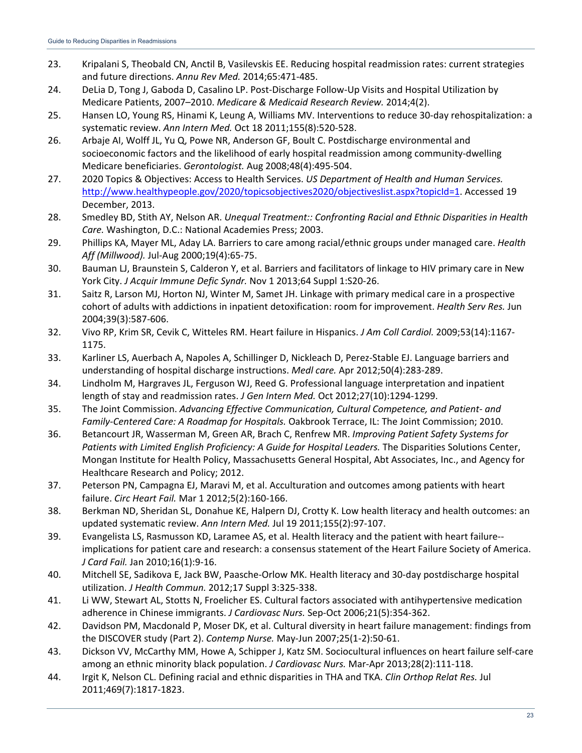23. Kripalani S, Theobald CN, Anctil B, Vasilevskis EE. Reducing hospital readmission rates: current strategies and future directions. *Annu Rev Med.* 2014;65:471-485.
24. DeLia D, Tong J, Gaboda D, Casalino LP. Post-Discharge Follow-Up Visits and Hospital Utilization by Medicare Patients, 2007–2010. *Medicare & Medicaid Research Review.* 2014;4(2).
25. Hansen LO, Young RS, Hinami K, Leung A, Williams MV. Interventions to reduce 30-day rehospitalization: a systematic review. *Ann Intern Med.* Oct 18 2011;155(8):520-528.
26. Arbaje AI, Wolff JL, Yu Q, Powe NR, Anderson GF, Boult C. Postdischarge environmental and socioeconomic factors and the likelihood of early hospital readmission among community-dwelling Medicare beneficiaries. *Gerontologist.* Aug 2008;48(4):495-504.
27. 2020 Topics & Objectives: Access to Health Services. *US Department of Health and Human Services.* http://www.healthypeople.gov/2020/topicsobjectives2020/objectiveslist.aspx?topicId=1. Accessed 19 December, 2013.
28. Smedley BD, Stith AY, Nelson AR. *Unequal Treatment:: Confronting Racial and Ethnic Disparities in Health Care.* Washington, D.C.: National Academies Press; 2003.
29. Phillips KA, Mayer ML, Aday LA. Barriers to care among racial/ethnic groups under managed care. *Health Aff (Millwood).* Jul-Aug 2000;19(4):65-75.
30. Bauman LJ, Braunstein S, Calderon Y, et al. Barriers and facilitators of linkage to HIV primary care in New York City. *J Acquir Immune Defic Syndr.* Nov 1 2013;64 Suppl 1:S20-26.
31. Saitz R, Larson MJ, Horton NJ, Winter M, Samet JH. Linkage with primary medical care in a prospective cohort of adults with addictions in inpatient detoxification: room for improvement. *Health Serv Res.* Jun 2004;39(3):587-606.
32. Vivo RP, Krim SR, Cevik C, Witteles RM. Heart failure in Hispanics. *J Am Coll Cardiol.* 2009;53(14):1167-1175.
33. Karliner LS, Auerbach A, Napoles A, Schillinger D, Nickleach D, Perez-Stable EJ. Language barriers and understanding of hospital discharge instructions. *Medl care.* Apr 2012;50(4):283-289.
34. Lindholm M, Hargraves JL, Ferguson WJ, Reed G. Professional language interpretation and inpatient length of stay and readmission rates. *J Gen Intern Med.* Oct 2012;27(10):1294-1299.
35. The Joint Commission. *Advancing Effective Communication, Cultural Competence, and Patient- and Family-Centered Care: A Roadmap for Hospitals.* Oakbrook Terrace, IL: The Joint Commission; 2010.
36. Betancourt JR, Wasserman M, Green AR, Brach C, Renfrew MR. *Improving Patient Safety Systems for Patients with Limited English Proficiency: A Guide for Hospital Leaders.* The Disparities Solutions Center, Mongan Institute for Health Policy, Massachusetts General Hospital, Abt Associates, Inc., and Agency for Healthcare Research and Policy; 2012.
37. Peterson PN, Campagna EJ, Maravi M, et al. Acculturation and outcomes among patients with heart failure. *Circ Heart Fail.* Mar 1 2012;5(2):160-166.
38. Berkman ND, Sheridan SL, Donahue KE, Halpern DJ, Crotty K. Low health literacy and health outcomes: an updated systematic review. *Ann Intern Med.* Jul 19 2011;155(2):97-107.
39. Evangelista LS, Rasmusson KD, Laramee AS, et al. Health literacy and the patient with heart failure--implications for patient care and research: a consensus statement of the Heart Failure Society of America. *J Card Fail.* Jan 2010;16(1):9-16.
40. Mitchell SE, Sadikova E, Jack BW, Paasche-Orlow MK. Health literacy and 30-day postdischarge hospital utilization. *J Health Commun.* 2012;17 Suppl 3:325-338.
41. Li WW, Stewart AL, Stotts N, Froelicher ES. Cultural factors associated with antihypertensive medication adherence in Chinese immigrants. *J Cardiovasc Nurs.* Sep-Oct 2006;21(5):354-362.
42. Davidson PM, Macdonald P, Moser DK, et al. Cultural diversity in heart failure management: findings from the DISCOVER study (Part 2). *Contemp Nurse.* May-Jun 2007;25(1-2):50-61.
43. Dickson VV, McCarthy MM, Howe A, Schipper J, Katz SM. Sociocultural influences on heart failure self-care among an ethnic minority black population. *J Cardiovasc Nurs.* Mar-Apr 2013;28(2):111-118.
44. Irgit K, Nelson CL. Defining racial and ethnic disparities in THA and TKA. *Clin Orthop Relat Res.* Jul 2011;469(7):1817-1823.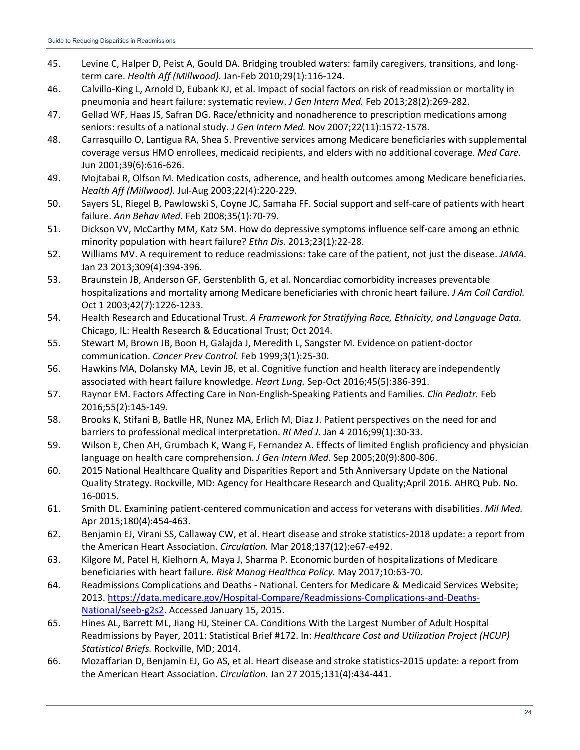45. Levine C, Halper D, Peist A, Gould DA. Bridging troubled waters: family caregivers, transitions, and long-term care. *Health Aff (Millwood).* Jan-Feb 2010;29(1):116-124.
46. Calvillo-King L, Arnold D, Eubank KJ, et al. Impact of social factors on risk of readmission or mortality in pneumonia and heart failure: systematic review. *J Gen Intern Med.* Feb 2013;28(2):269-282.
47. Gellad WF, Haas JS, Safran DG. Race/ethnicity and nonadherence to prescription medications among seniors: results of a national study. *J Gen Intern Med.* Nov 2007;22(11):1572-1578.
48. Carrasquillo O, Lantigua RA, Shea S. Preventive services among Medicare beneficiaries with supplemental coverage versus HMO enrollees, medicaid recipients, and elders with no additional coverage. *Med Care.* Jun 2001;39(6):616-626.
49. Mojtabai R, Olfson M. Medication costs, adherence, and health outcomes among Medicare beneficiaries. *Health Aff (Millwood).* Jul-Aug 2003;22(4):220-229.
50. Sayers SL, Riegel B, Pawlowski S, Coyne JC, Samaha FF. Social support and self-care of patients with heart failure. *Ann Behav Med.* Feb 2008;35(1):70-79.
51. Dickson VV, McCarthy MM, Katz SM. How do depressive symptoms influence self-care among an ethnic minority population with heart failure? *Ethn Dis.* 2013;23(1):22-28.
52. Williams MV. A requirement to reduce readmissions: take care of the patient, not just the disease. *JAMA.* Jan 23 2013;309(4):394-396.
53. Braunstein JB, Anderson GF, Gerstenblith G, et al. Noncardiac comorbidity increases preventable hospitalizations and mortality among Medicare beneficiaries with chronic heart failure. *J Am Coll Cardiol.* Oct 1 2003;42(7):1226-1233.
54. Health Research and Educational Trust. *A Framework for Stratifying Race, Ethnicity, and Language Data.* Chicago, IL: Health Research & Educational Trust; Oct 2014.
55. Stewart M, Brown JB, Boon H, Galajda J, Meredith L, Sangster M. Evidence on patient-doctor communication. *Cancer Prev Control.* Feb 1999;3(1):25-30.
56. Hawkins MA, Dolansky MA, Levin JB, et al. Cognitive function and health literacy are independently associated with heart failure knowledge. *Heart Lung.* Sep-Oct 2016;45(5):386-391.
57. Raynor EM. Factors Affecting Care in Non-English-Speaking Patients and Families. *Clin Pediatr.* Feb 2016;55(2):145-149.
58. Brooks K, Stifani B, Batlle HR, Nunez MA, Erlich M, Diaz J. Patient perspectives on the need for and barriers to professional medical interpretation. *RI Med J.* Jan 4 2016;99(1):30-33.
59. Wilson E, Chen AH, Grumbach K, Wang F, Fernandez A. Effects of limited English proficiency and physician language on health care comprehension. *J Gen Intern Med.* Sep 2005;20(9):800-806.
60. 2015 National Healthcare Quality and Disparities Report and 5th Anniversary Update on the National Quality Strategy. Rockville, MD: Agency for Healthcare Research and Quality;April 2016. AHRQ Pub. No. 16-0015.
61. Smith DL. Examining patient-centered communication and access for veterans with disabilities. *Mil Med.* Apr 2015;180(4):454-463.
62. Benjamin EJ, Virani SS, Callaway CW, et al. Heart disease and stroke statistics-2018 update: a report from the American Heart Association. *Circulation.* Mar 2018;137(12):e67-e492.
63. Kilgore M, Patel H, Kielhorn A, Maya J, Sharma P. Economic burden of hospitalizations of Medicare beneficiaries with heart failure. *Risk Manag Healthc Policy.* May 2017;10:63-70.
64. Readmissions Complications and Deaths - National. Centers for Medicare & Medicaid Services Website; 2013. https://data.medicare.gov/Hospital-Compare/Readmissions-Complications-and-Deaths-National/seeb-g2s2. Accessed January 15, 2015.
65. Hines AL, Barrett ML, Jiang HJ, Steiner CA. Conditions With the Largest Number of Adult Hospital Readmissions by Payer, 2011: Statistical Brief #172. In: *Healthcare Cost and Utilization Project (HCUP) Statistical Briefs.* Rockville, MD; 2014.
66. Mozaffarian D, Benjamin EJ, Go AS, et al. Heart disease and stroke statistics-2015 update: a report from the American Heart Association. *Circulation.* Jan 27 2015;131(4):434-441.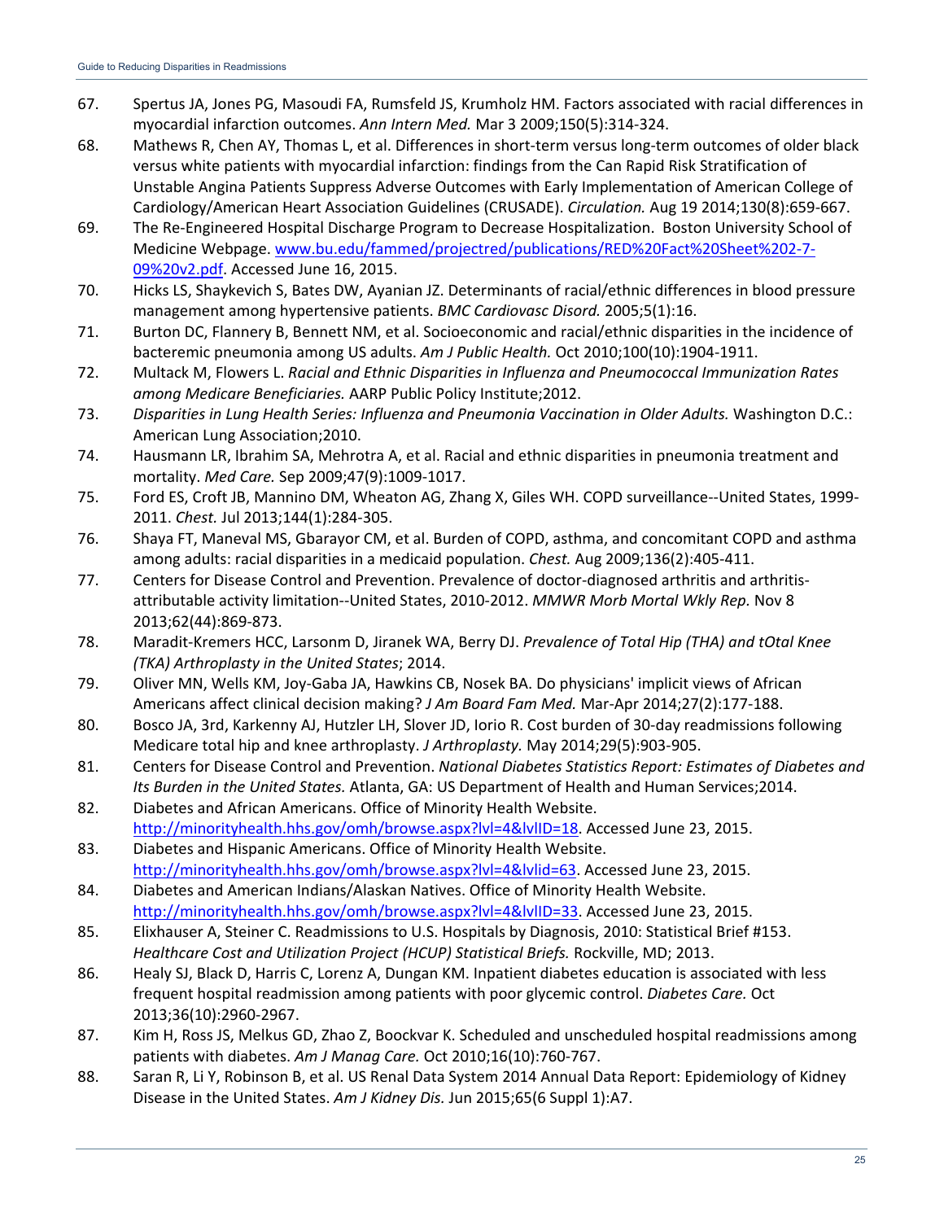67. Spertus JA, Jones PG, Masoudi FA, Rumsfeld JS, Krumholz HM. Factors associated with racial differences in myocardial infarction outcomes. *Ann Intern Med.* Mar 3 2009;150(5):314-324.
68. Mathews R, Chen AY, Thomas L, et al. Differences in short-term versus long-term outcomes of older black versus white patients with myocardial infarction: findings from the Can Rapid Risk Stratification of Unstable Angina Patients Suppress Adverse Outcomes with Early Implementation of American College of Cardiology/American Heart Association Guidelines (CRUSADE). *Circulation.* Aug 19 2014;130(8):659-667.
69. The Re-Engineered Hospital Discharge Program to Decrease Hospitalization. Boston University School of Medicine Webpage. www.bu.edu/fammed/projectred/publications/RED%20Fact%20Sheet%202-7-09%20v2.pdf. Accessed June 16, 2015.
70. Hicks LS, Shaykevich S, Bates DW, Ayanian JZ. Determinants of racial/ethnic differences in blood pressure management among hypertensive patients. *BMC Cardiovasc Disord.* 2005;5(1):16.
71. Burton DC, Flannery B, Bennett NM, et al. Socioeconomic and racial/ethnic disparities in the incidence of bacteremic pneumonia among US adults. *Am J Public Health.* Oct 2010;100(10):1904-1911.
72. Multack M, Flowers L. *Racial and Ethnic Disparities in Influenza and Pneumococcal Immunization Rates among Medicare Beneficiaries.* AARP Public Policy Institute;2012.
73. *Disparities in Lung Health Series: Influenza and Pneumonia Vaccination in Older Adults.* Washington D.C.: American Lung Association;2010.
74. Hausmann LR, Ibrahim SA, Mehrotra A, et al. Racial and ethnic disparities in pneumonia treatment and mortality. *Med Care.* Sep 2009;47(9):1009-1017.
75. Ford ES, Croft JB, Mannino DM, Wheaton AG, Zhang X, Giles WH. COPD surveillance--United States, 1999-2011. *Chest.* Jul 2013;144(1):284-305.
76. Shaya FT, Maneval MS, Gbarayor CM, et al. Burden of COPD, asthma, and concomitant COPD and asthma among adults: racial disparities in a medicaid population. *Chest.* Aug 2009;136(2):405-411.
77. Centers for Disease Control and Prevention. Prevalence of doctor-diagnosed arthritis and arthritis-attributable activity limitation--United States, 2010-2012. *MMWR Morb Mortal Wkly Rep.* Nov 8 2013;62(44):869-873.
78. Maradit-Kremers HCC, Larsonm D, Jiranek WA, Berry DJ. *Prevalence of Total Hip (THA) and tOtal Knee (TKA) Arthroplasty in the United States*; 2014.
79. Oliver MN, Wells KM, Joy-Gaba JA, Hawkins CB, Nosek BA. Do physicians' implicit views of African Americans affect clinical decision making? *J Am Board Fam Med.* Mar-Apr 2014;27(2):177-188.
80. Bosco JA, 3rd, Karkenny AJ, Hutzler LH, Slover JD, Iorio R. Cost burden of 30-day readmissions following Medicare total hip and knee arthroplasty. *J Arthroplasty.* May 2014;29(5):903-905.
81. Centers for Disease Control and Prevention. *National Diabetes Statistics Report: Estimates of Diabetes and Its Burden in the United States.* Atlanta, GA: US Department of Health and Human Services;2014.
82. Diabetes and African Americans. Office of Minority Health Website. http://minorityhealth.hhs.gov/omh/browse.aspx?lvl=4&lvlID=18. Accessed June 23, 2015.
83. Diabetes and Hispanic Americans. Office of Minority Health Website. http://minorityhealth.hhs.gov/omh/browse.aspx?lvl=4&lvlid=63. Accessed June 23, 2015.
84. Diabetes and American Indians/Alaskan Natives. Office of Minority Health Website. http://minorityhealth.hhs.gov/omh/browse.aspx?lvl=4&lvlID=33. Accessed June 23, 2015.
85. Elixhauser A, Steiner C. Readmissions to U.S. Hospitals by Diagnosis, 2010: Statistical Brief #153. *Healthcare Cost and Utilization Project (HCUP) Statistical Briefs.* Rockville, MD; 2013.
86. Healy SJ, Black D, Harris C, Lorenz A, Dungan KM. Inpatient diabetes education is associated with less frequent hospital readmission among patients with poor glycemic control. *Diabetes Care.* Oct 2013;36(10):2960-2967.
87. Kim H, Ross JS, Melkus GD, Zhao Z, Boockvar K. Scheduled and unscheduled hospital readmissions among patients with diabetes. *Am J Manag Care.* Oct 2010;16(10):760-767.
88. Saran R, Li Y, Robinson B, et al. US Renal Data System 2014 Annual Data Report: Epidemiology of Kidney Disease in the United States. *Am J Kidney Dis.* Jun 2015;65(6 Suppl 1):A7.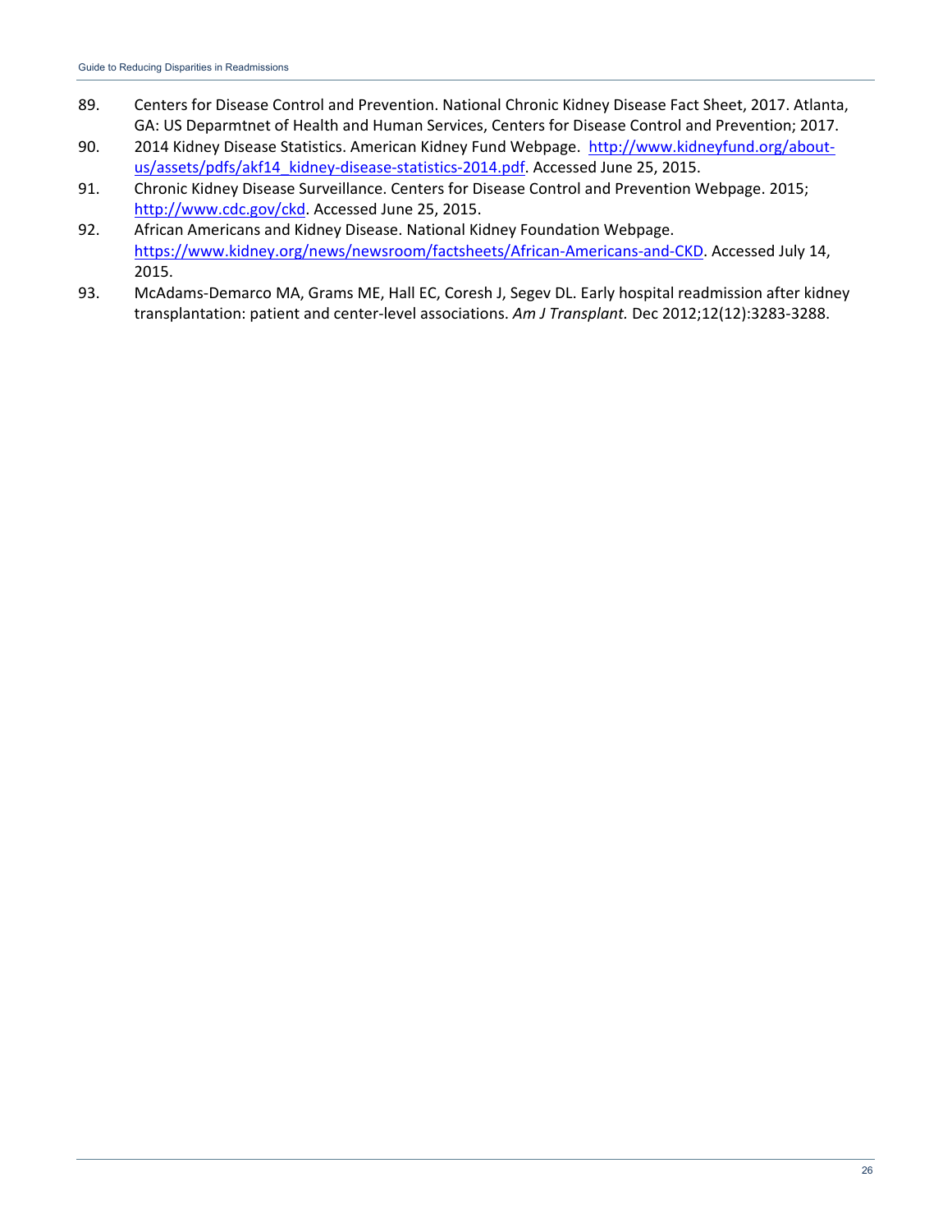89. Centers for Disease Control and Prevention. National Chronic Kidney Disease Fact Sheet, 2017. Atlanta, GA: US Deparmtnet of Health and Human Services, Centers for Disease Control and Prevention; 2017.
90. 2014 Kidney Disease Statistics. American Kidney Fund Webpage. http://www.kidneyfund.org/about-us/assets/pdfs/akf14_kidney-disease-statistics-2014.pdf. Accessed June 25, 2015.
91. Chronic Kidney Disease Surveillance. Centers for Disease Control and Prevention Webpage. 2015; http://www.cdc.gov/ckd. Accessed June 25, 2015.
92. African Americans and Kidney Disease. National Kidney Foundation Webpage. https://www.kidney.org/news/newsroom/factsheets/African-Americans-and-CKD. Accessed July 14, 2015.
93. McAdams-Demarco MA, Grams ME, Hall EC, Coresh J, Segev DL. Early hospital readmission after kidney transplantation: patient and center-level associations. *Am J Transplant.* Dec 2012;12(12):3283-3288.